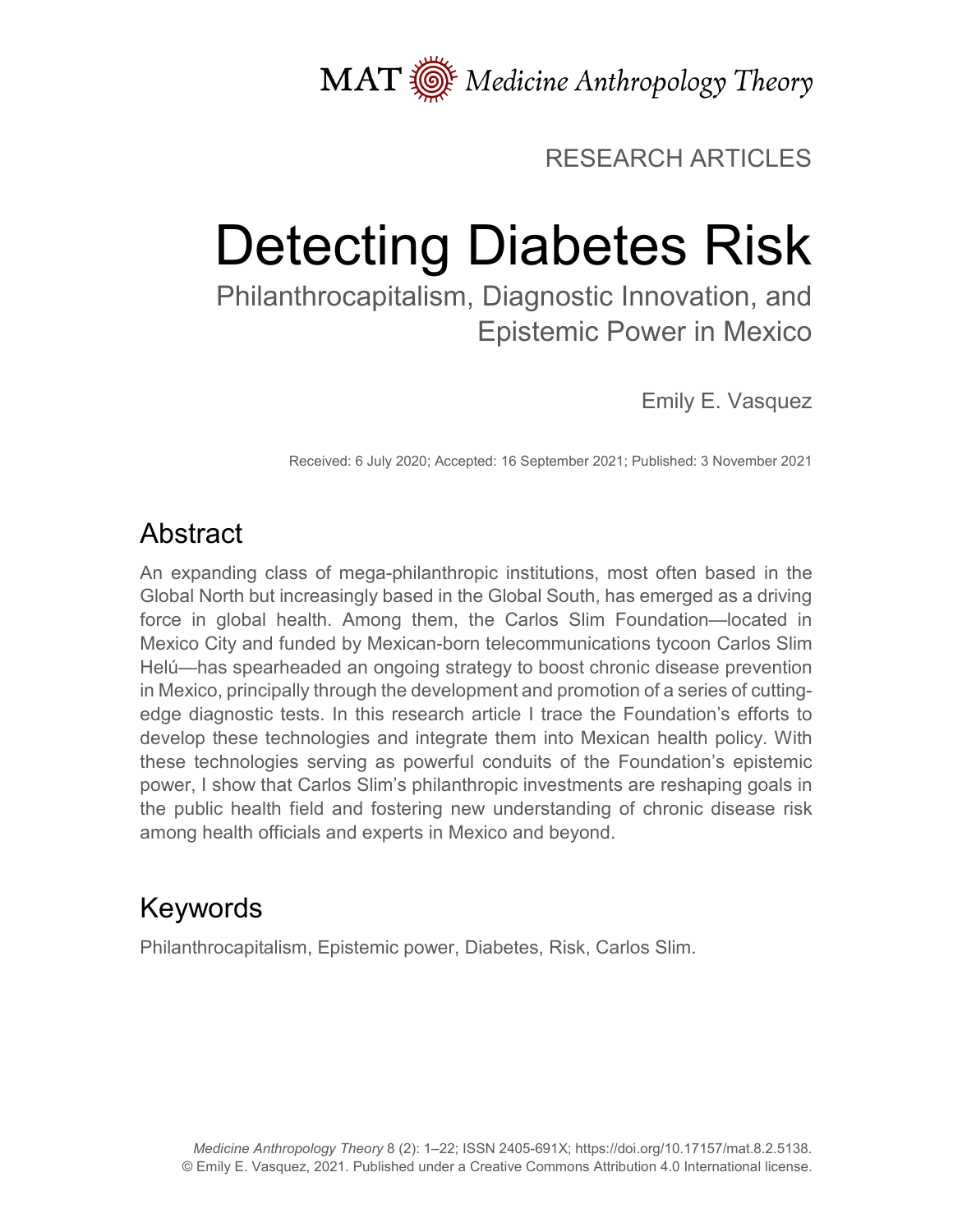RESEARCH ARTICLES

# Detecting Diabetes Risk

## Philanthrocapitalism, Diagnostic Innovation, and Epistemic Power in Mexico

Emily E. Vasquez

Received: 6 July 2020; Accepted: 16 September 2021; Published: 3 November 2021

## Abstract

An expanding class of mega-philanthropic institutions, most often based in the Global North but increasingly based in the Global South, has emerged as a driving force in global health. Among them, the Carlos Slim Foundation—located in Mexico City and funded by Mexican-born telecommunications tycoon Carlos Slim Helú—has spearheaded an ongoing strategy to boost chronic disease prevention in Mexico, principally through the development and promotion of a series of cutting-edge diagnostic tests. In this research article I trace the Foundation's efforts to develop these technologies and integrate them into Mexican health policy. With these technologies serving as powerful conduits of the Foundation's epistemic power, I show that Carlos Slim's philanthropic investments are reshaping goals in the public health field and fostering new understanding of chronic disease risk among health officials and experts in Mexico and beyond.

## Keywords

Philanthrocapitalism, Epistemic power, Diabetes, Risk, Carlos Slim.

*Medicine Anthropology Theory* 8 (2): 1–22; ISSN 2405-691X; https://doi.org/10.17157/mat.8.2.5138.
© Emily E. Vasquez, 2021. Published under a Creative Commons Attribution 4.0 International license.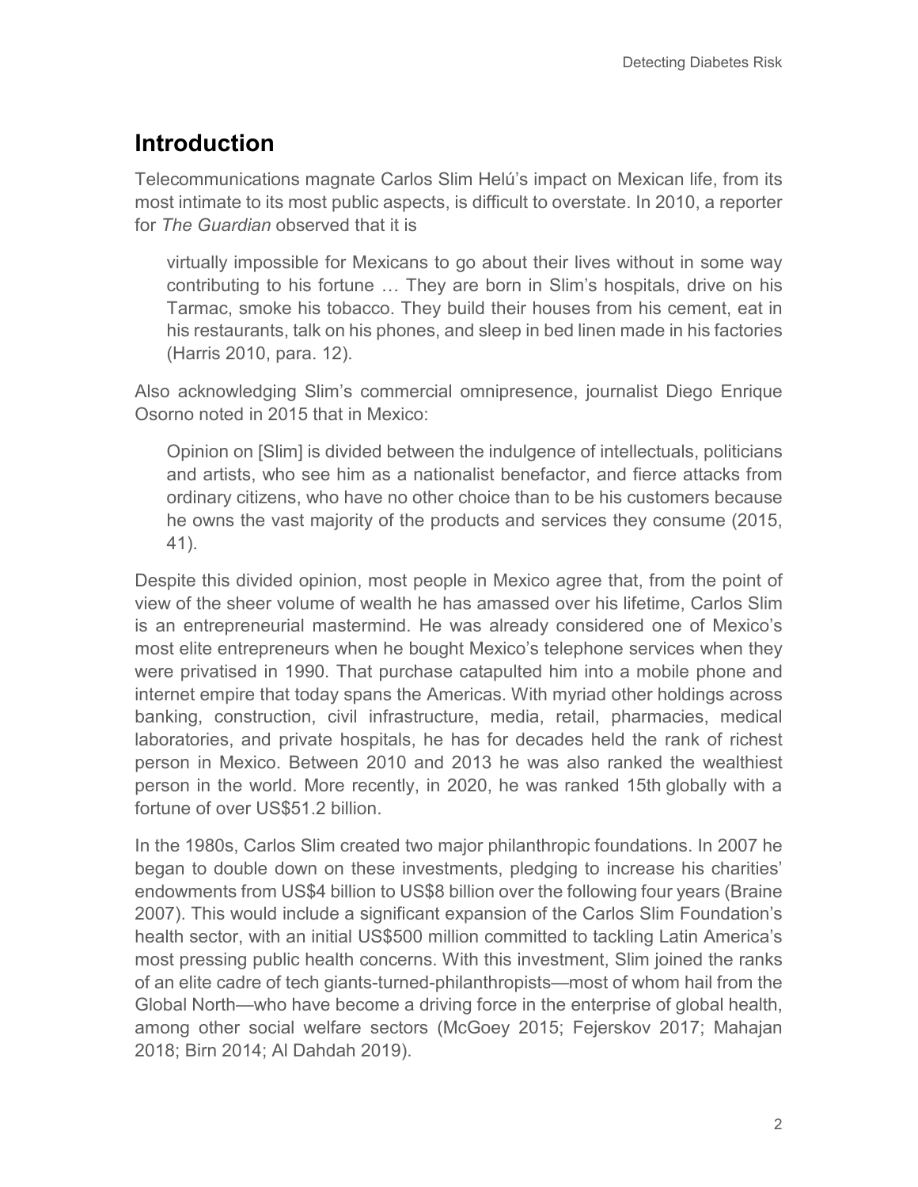## Introduction

Telecommunications magnate Carlos Slim Helú's impact on Mexican life, from its most intimate to its most public aspects, is difficult to overstate. In 2010, a reporter for *The Guardian* observed that it is

> virtually impossible for Mexicans to go about their lives without in some way contributing to his fortune … They are born in Slim's hospitals, drive on his Tarmac, smoke his tobacco. They build their houses from his cement, eat in his restaurants, talk on his phones, and sleep in bed linen made in his factories (Harris 2010, para. 12).

Also acknowledging Slim's commercial omnipresence, journalist Diego Enrique Osorno noted in 2015 that in Mexico:

> Opinion on [Slim] is divided between the indulgence of intellectuals, politicians and artists, who see him as a nationalist benefactor, and fierce attacks from ordinary citizens, who have no other choice than to be his customers because he owns the vast majority of the products and services they consume (2015, 41).

Despite this divided opinion, most people in Mexico agree that, from the point of view of the sheer volume of wealth he has amassed over his lifetime, Carlos Slim is an entrepreneurial mastermind. He was already considered one of Mexico's most elite entrepreneurs when he bought Mexico's telephone services when they were privatised in 1990. That purchase catapulted him into a mobile phone and internet empire that today spans the Americas. With myriad other holdings across banking, construction, civil infrastructure, media, retail, pharmacies, medical laboratories, and private hospitals, he has for decades held the rank of richest person in Mexico. Between 2010 and 2013 he was also ranked the wealthiest person in the world. More recently, in 2020, he was ranked 15th globally with a fortune of over US$51.2 billion.

In the 1980s, Carlos Slim created two major philanthropic foundations. In 2007 he began to double down on these investments, pledging to increase his charities' endowments from US$4 billion to US$8 billion over the following four years (Braine 2007). This would include a significant expansion of the Carlos Slim Foundation's health sector, with an initial US$500 million committed to tackling Latin America's most pressing public health concerns. With this investment, Slim joined the ranks of an elite cadre of tech giants-turned-philanthropists—most of whom hail from the Global North—who have become a driving force in the enterprise of global health, among other social welfare sectors (McGoey 2015; Fejerskov 2017; Mahajan 2018; Birn 2014; Al Dahdah 2019).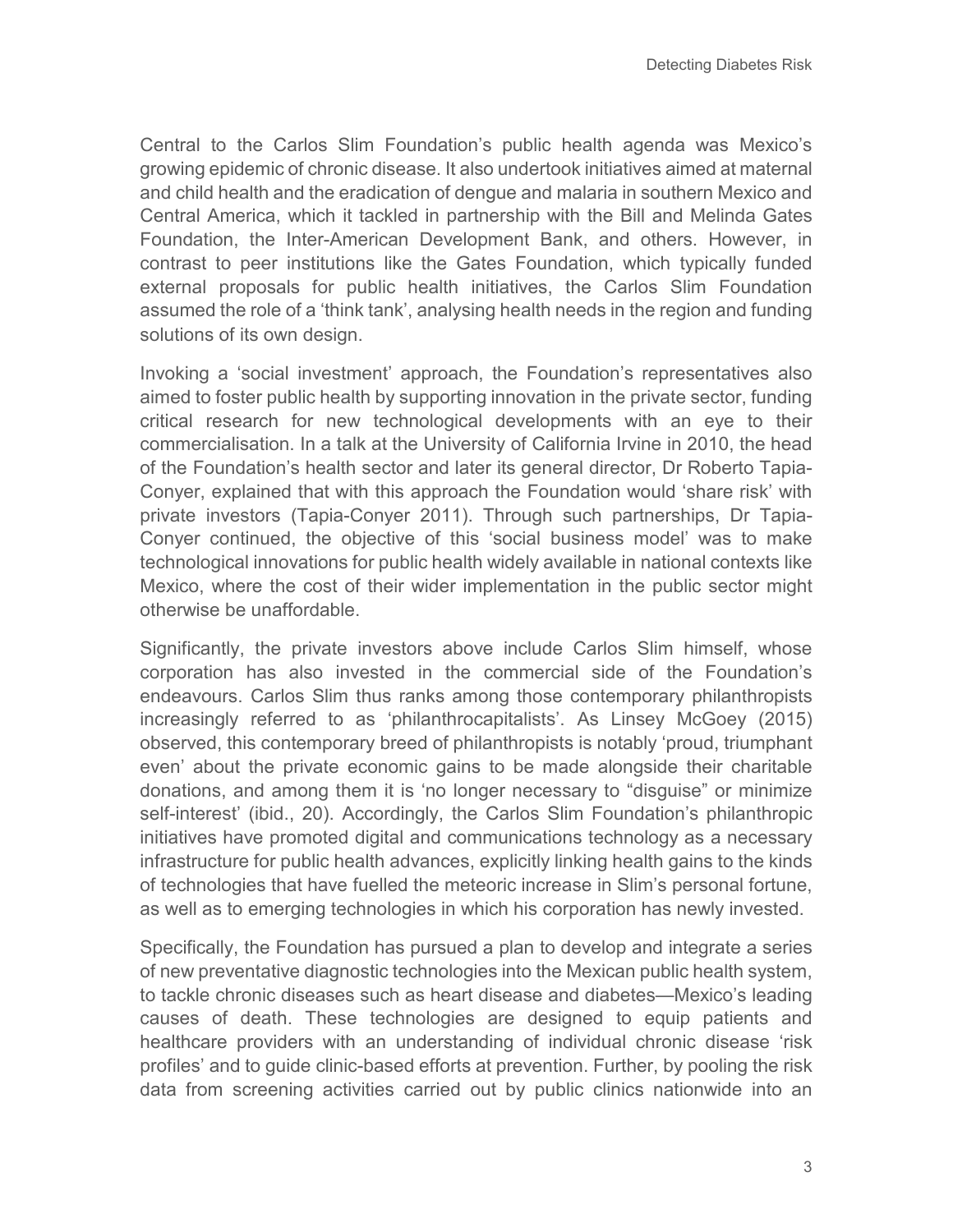Central to the Carlos Slim Foundation's public health agenda was Mexico's growing epidemic of chronic disease. It also undertook initiatives aimed at maternal and child health and the eradication of dengue and malaria in southern Mexico and Central America, which it tackled in partnership with the Bill and Melinda Gates Foundation, the Inter-American Development Bank, and others. However, in contrast to peer institutions like the Gates Foundation, which typically funded external proposals for public health initiatives, the Carlos Slim Foundation assumed the role of a 'think tank', analysing health needs in the region and funding solutions of its own design.

Invoking a 'social investment' approach, the Foundation's representatives also aimed to foster public health by supporting innovation in the private sector, funding critical research for new technological developments with an eye to their commercialisation. In a talk at the University of California Irvine in 2010, the head of the Foundation's health sector and later its general director, Dr Roberto Tapia-Conyer, explained that with this approach the Foundation would 'share risk' with private investors (Tapia-Conyer 2011). Through such partnerships, Dr Tapia-Conyer continued, the objective of this 'social business model' was to make technological innovations for public health widely available in national contexts like Mexico, where the cost of their wider implementation in the public sector might otherwise be unaffordable.

Significantly, the private investors above include Carlos Slim himself, whose corporation has also invested in the commercial side of the Foundation's endeavours. Carlos Slim thus ranks among those contemporary philanthropists increasingly referred to as 'philanthrocapitalists'. As Linsey McGoey (2015) observed, this contemporary breed of philanthropists is notably 'proud, triumphant even' about the private economic gains to be made alongside their charitable donations, and among them it is 'no longer necessary to "disguise" or minimize self-interest' (ibid., 20). Accordingly, the Carlos Slim Foundation's philanthropic initiatives have promoted digital and communications technology as a necessary infrastructure for public health advances, explicitly linking health gains to the kinds of technologies that have fuelled the meteoric increase in Slim's personal fortune, as well as to emerging technologies in which his corporation has newly invested.

Specifically, the Foundation has pursued a plan to develop and integrate a series of new preventative diagnostic technologies into the Mexican public health system, to tackle chronic diseases such as heart disease and diabetes—Mexico's leading causes of death. These technologies are designed to equip patients and healthcare providers with an understanding of individual chronic disease 'risk profiles' and to guide clinic-based efforts at prevention. Further, by pooling the risk data from screening activities carried out by public clinics nationwide into an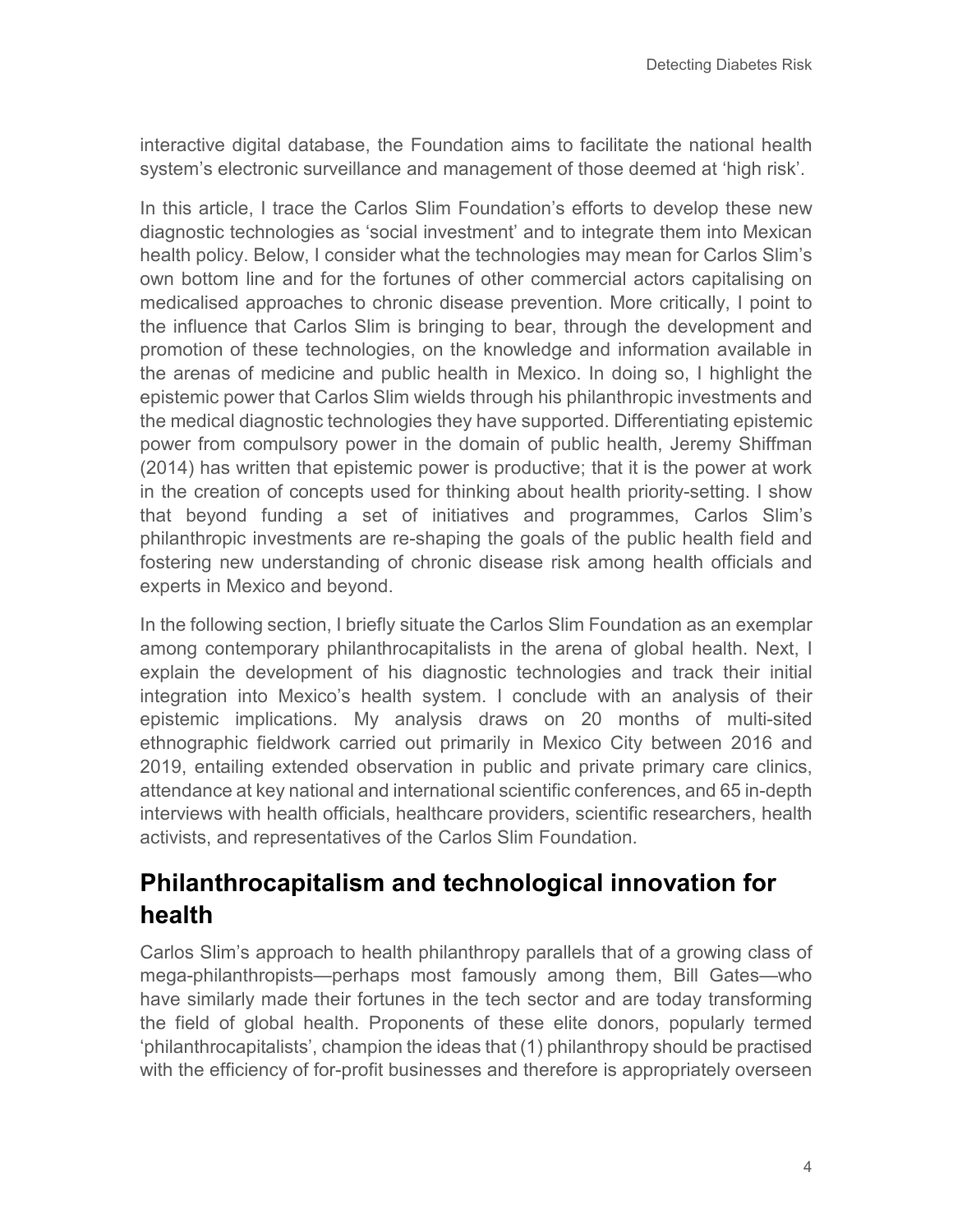interactive digital database, the Foundation aims to facilitate the national health system's electronic surveillance and management of those deemed at 'high risk'.

In this article, I trace the Carlos Slim Foundation's efforts to develop these new diagnostic technologies as 'social investment' and to integrate them into Mexican health policy. Below, I consider what the technologies may mean for Carlos Slim's own bottom line and for the fortunes of other commercial actors capitalising on medicalised approaches to chronic disease prevention. More critically, I point to the influence that Carlos Slim is bringing to bear, through the development and promotion of these technologies, on the knowledge and information available in the arenas of medicine and public health in Mexico. In doing so, I highlight the epistemic power that Carlos Slim wields through his philanthropic investments and the medical diagnostic technologies they have supported. Differentiating epistemic power from compulsory power in the domain of public health, Jeremy Shiffman (2014) has written that epistemic power is productive; that it is the power at work in the creation of concepts used for thinking about health priority-setting. I show that beyond funding a set of initiatives and programmes, Carlos Slim's philanthropic investments are re-shaping the goals of the public health field and fostering new understanding of chronic disease risk among health officials and experts in Mexico and beyond.

In the following section, I briefly situate the Carlos Slim Foundation as an exemplar among contemporary philanthrocapitalists in the arena of global health. Next, I explain the development of his diagnostic technologies and track their initial integration into Mexico's health system. I conclude with an analysis of their epistemic implications. My analysis draws on 20 months of multi-sited ethnographic fieldwork carried out primarily in Mexico City between 2016 and 2019, entailing extended observation in public and private primary care clinics, attendance at key national and international scientific conferences, and 65 in-depth interviews with health officials, healthcare providers, scientific researchers, health activists, and representatives of the Carlos Slim Foundation.

## Philanthrocapitalism and technological innovation for health

Carlos Slim's approach to health philanthropy parallels that of a growing class of mega-philanthropists—perhaps most famously among them, Bill Gates—who have similarly made their fortunes in the tech sector and are today transforming the field of global health. Proponents of these elite donors, popularly termed 'philanthrocapitalists', champion the ideas that (1) philanthropy should be practised with the efficiency of for-profit businesses and therefore is appropriately overseen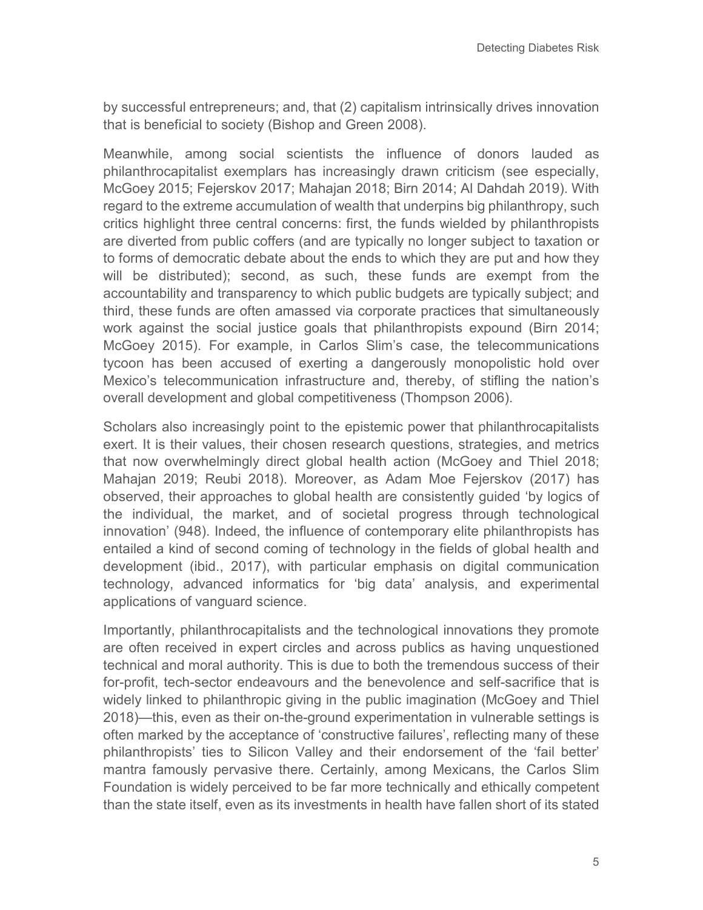by successful entrepreneurs; and, that (2) capitalism intrinsically drives innovation that is beneficial to society (Bishop and Green 2008).

Meanwhile, among social scientists the influence of donors lauded as philanthrocapitalist exemplars has increasingly drawn criticism (see especially, McGoey 2015; Fejerskov 2017; Mahajan 2018; Birn 2014; Al Dahdah 2019). With regard to the extreme accumulation of wealth that underpins big philanthropy, such critics highlight three central concerns: first, the funds wielded by philanthropists are diverted from public coffers (and are typically no longer subject to taxation or to forms of democratic debate about the ends to which they are put and how they will be distributed); second, as such, these funds are exempt from the accountability and transparency to which public budgets are typically subject; and third, these funds are often amassed via corporate practices that simultaneously work against the social justice goals that philanthropists expound (Birn 2014; McGoey 2015). For example, in Carlos Slim's case, the telecommunications tycoon has been accused of exerting a dangerously monopolistic hold over Mexico's telecommunication infrastructure and, thereby, of stifling the nation's overall development and global competitiveness (Thompson 2006).

Scholars also increasingly point to the epistemic power that philanthrocapitalists exert. It is their values, their chosen research questions, strategies, and metrics that now overwhelmingly direct global health action (McGoey and Thiel 2018; Mahajan 2019; Reubi 2018). Moreover, as Adam Moe Fejerskov (2017) has observed, their approaches to global health are consistently guided 'by logics of the individual, the market, and of societal progress through technological innovation' (948). Indeed, the influence of contemporary elite philanthropists has entailed a kind of second coming of technology in the fields of global health and development (ibid., 2017), with particular emphasis on digital communication technology, advanced informatics for 'big data' analysis, and experimental applications of vanguard science.

Importantly, philanthrocapitalists and the technological innovations they promote are often received in expert circles and across publics as having unquestioned technical and moral authority. This is due to both the tremendous success of their for-profit, tech-sector endeavours and the benevolence and self-sacrifice that is widely linked to philanthropic giving in the public imagination (McGoey and Thiel 2018)—this, even as their on-the-ground experimentation in vulnerable settings is often marked by the acceptance of 'constructive failures', reflecting many of these philanthropists' ties to Silicon Valley and their endorsement of the 'fail better' mantra famously pervasive there. Certainly, among Mexicans, the Carlos Slim Foundation is widely perceived to be far more technically and ethically competent than the state itself, even as its investments in health have fallen short of its stated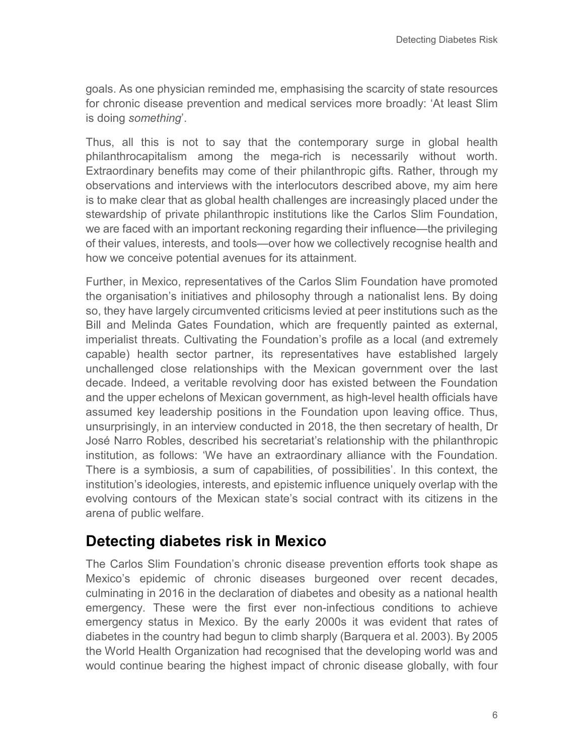goals. As one physician reminded me, emphasising the scarcity of state resources for chronic disease prevention and medical services more broadly: 'At least Slim is doing *something*'.

Thus, all this is not to say that the contemporary surge in global health philanthrocapitalism among the mega-rich is necessarily without worth. Extraordinary benefits may come of their philanthropic gifts. Rather, through my observations and interviews with the interlocutors described above, my aim here is to make clear that as global health challenges are increasingly placed under the stewardship of private philanthropic institutions like the Carlos Slim Foundation, we are faced with an important reckoning regarding their influence—the privileging of their values, interests, and tools—over how we collectively recognise health and how we conceive potential avenues for its attainment.

Further, in Mexico, representatives of the Carlos Slim Foundation have promoted the organisation's initiatives and philosophy through a nationalist lens. By doing so, they have largely circumvented criticisms levied at peer institutions such as the Bill and Melinda Gates Foundation, which are frequently painted as external, imperialist threats. Cultivating the Foundation's profile as a local (and extremely capable) health sector partner, its representatives have established largely unchallenged close relationships with the Mexican government over the last decade. Indeed, a veritable revolving door has existed between the Foundation and the upper echelons of Mexican government, as high-level health officials have assumed key leadership positions in the Foundation upon leaving office. Thus, unsurprisingly, in an interview conducted in 2018, the then secretary of health, Dr José Narro Robles, described his secretariat's relationship with the philanthropic institution, as follows: 'We have an extraordinary alliance with the Foundation. There is a symbiosis, a sum of capabilities, of possibilities'. In this context, the institution's ideologies, interests, and epistemic influence uniquely overlap with the evolving contours of the Mexican state's social contract with its citizens in the arena of public welfare.

## Detecting diabetes risk in Mexico

The Carlos Slim Foundation's chronic disease prevention efforts took shape as Mexico's epidemic of chronic diseases burgeoned over recent decades, culminating in 2016 in the declaration of diabetes and obesity as a national health emergency. These were the first ever non-infectious conditions to achieve emergency status in Mexico. By the early 2000s it was evident that rates of diabetes in the country had begun to climb sharply (Barquera et al. 2003). By 2005 the World Health Organization had recognised that the developing world was and would continue bearing the highest impact of chronic disease globally, with four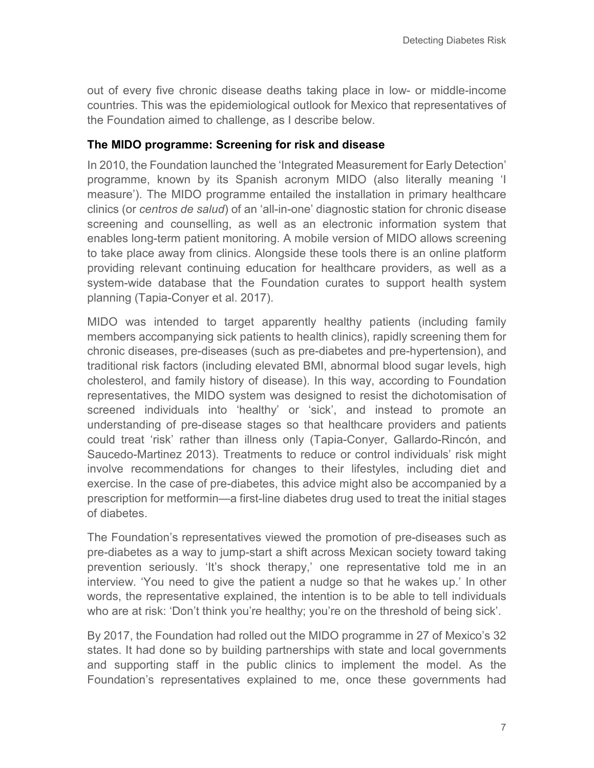out of every five chronic disease deaths taking place in low- or middle-income countries. This was the epidemiological outlook for Mexico that representatives of the Foundation aimed to challenge, as I describe below.

### The MIDO programme: Screening for risk and disease

In 2010, the Foundation launched the 'Integrated Measurement for Early Detection' programme, known by its Spanish acronym MIDO (also literally meaning 'I measure'). The MIDO programme entailed the installation in primary healthcare clinics (or *centros de salud*) of an 'all-in-one' diagnostic station for chronic disease screening and counselling, as well as an electronic information system that enables long-term patient monitoring. A mobile version of MIDO allows screening to take place away from clinics. Alongside these tools there is an online platform providing relevant continuing education for healthcare providers, as well as a system-wide database that the Foundation curates to support health system planning (Tapia-Conyer et al. 2017).

MIDO was intended to target apparently healthy patients (including family members accompanying sick patients to health clinics), rapidly screening them for chronic diseases, pre-diseases (such as pre-diabetes and pre-hypertension), and traditional risk factors (including elevated BMI, abnormal blood sugar levels, high cholesterol, and family history of disease). In this way, according to Foundation representatives, the MIDO system was designed to resist the dichotomisation of screened individuals into 'healthy' or 'sick', and instead to promote an understanding of pre-disease stages so that healthcare providers and patients could treat 'risk' rather than illness only (Tapia-Conyer, Gallardo-Rincón, and Saucedo-Martinez 2013). Treatments to reduce or control individuals' risk might involve recommendations for changes to their lifestyles, including diet and exercise. In the case of pre-diabetes, this advice might also be accompanied by a prescription for metformin—a first-line diabetes drug used to treat the initial stages of diabetes.

The Foundation's representatives viewed the promotion of pre-diseases such as pre-diabetes as a way to jump-start a shift across Mexican society toward taking prevention seriously. 'It's shock therapy,' one representative told me in an interview. 'You need to give the patient a nudge so that he wakes up.' In other words, the representative explained, the intention is to be able to tell individuals who are at risk: 'Don't think you're healthy; you're on the threshold of being sick'.

By 2017, the Foundation had rolled out the MIDO programme in 27 of Mexico's 32 states. It had done so by building partnerships with state and local governments and supporting staff in the public clinics to implement the model. As the Foundation's representatives explained to me, once these governments had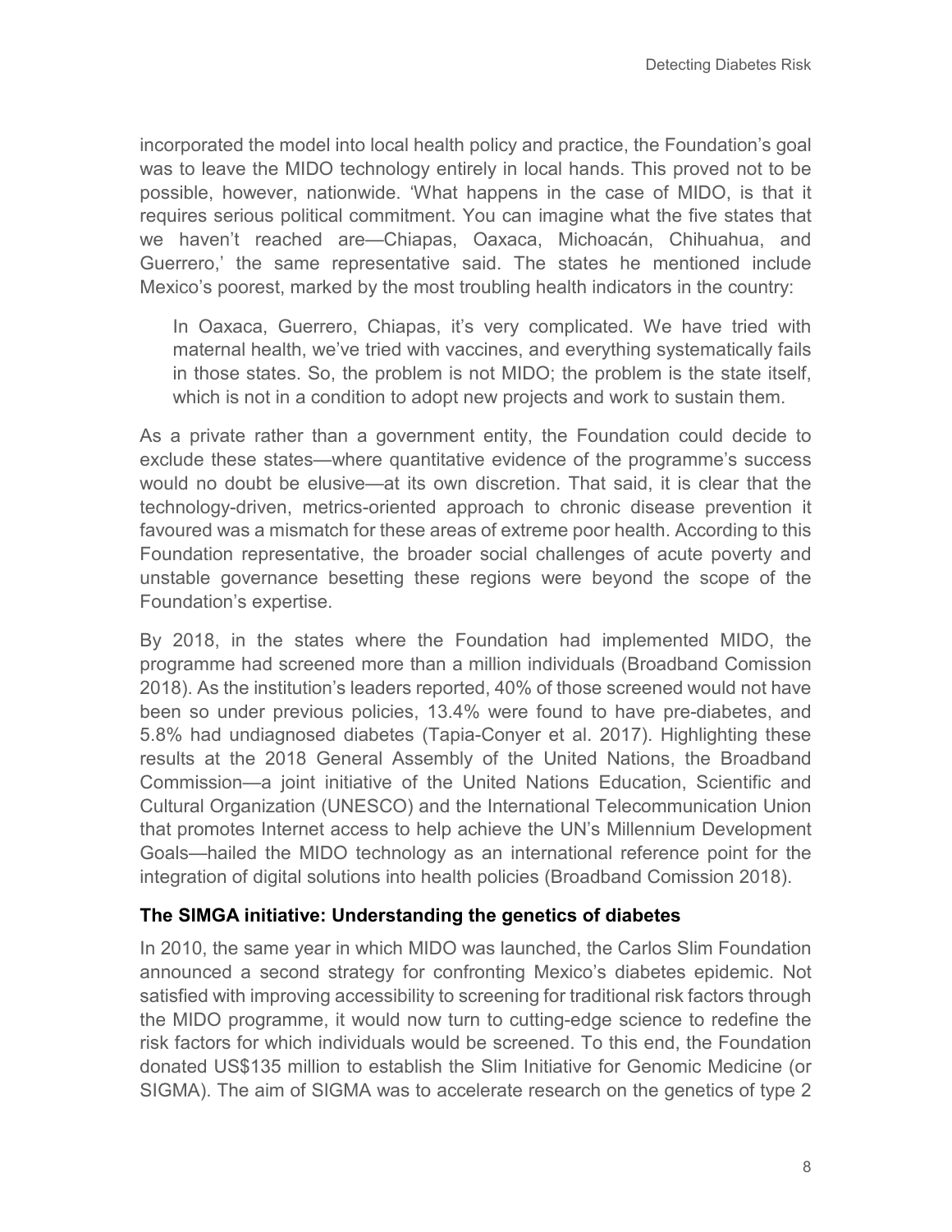incorporated the model into local health policy and practice, the Foundation's goal was to leave the MIDO technology entirely in local hands. This proved not to be possible, however, nationwide. 'What happens in the case of MIDO, is that it requires serious political commitment. You can imagine what the five states that we haven't reached are—Chiapas, Oaxaca, Michoacán, Chihuahua, and Guerrero,' the same representative said. The states he mentioned include Mexico's poorest, marked by the most troubling health indicators in the country:

> In Oaxaca, Guerrero, Chiapas, it's very complicated. We have tried with maternal health, we've tried with vaccines, and everything systematically fails in those states. So, the problem is not MIDO; the problem is the state itself, which is not in a condition to adopt new projects and work to sustain them.

As a private rather than a government entity, the Foundation could decide to exclude these states—where quantitative evidence of the programme's success would no doubt be elusive—at its own discretion. That said, it is clear that the technology-driven, metrics-oriented approach to chronic disease prevention it favoured was a mismatch for these areas of extreme poor health. According to this Foundation representative, the broader social challenges of acute poverty and unstable governance besetting these regions were beyond the scope of the Foundation's expertise.

By 2018, in the states where the Foundation had implemented MIDO, the programme had screened more than a million individuals (Broadband Comission 2018). As the institution's leaders reported, 40% of those screened would not have been so under previous policies, 13.4% were found to have pre-diabetes, and 5.8% had undiagnosed diabetes (Tapia-Conyer et al. 2017). Highlighting these results at the 2018 General Assembly of the United Nations, the Broadband Commission—a joint initiative of the United Nations Education, Scientific and Cultural Organization (UNESCO) and the International Telecommunication Union that promotes Internet access to help achieve the UN's Millennium Development Goals—hailed the MIDO technology as an international reference point for the integration of digital solutions into health policies (Broadband Comission 2018).

### The SIMGA initiative: Understanding the genetics of diabetes

In 2010, the same year in which MIDO was launched, the Carlos Slim Foundation announced a second strategy for confronting Mexico's diabetes epidemic. Not satisfied with improving accessibility to screening for traditional risk factors through the MIDO programme, it would now turn to cutting-edge science to redefine the risk factors for which individuals would be screened. To this end, the Foundation donated US$135 million to establish the Slim Initiative for Genomic Medicine (or SIGMA). The aim of SIGMA was to accelerate research on the genetics of type 2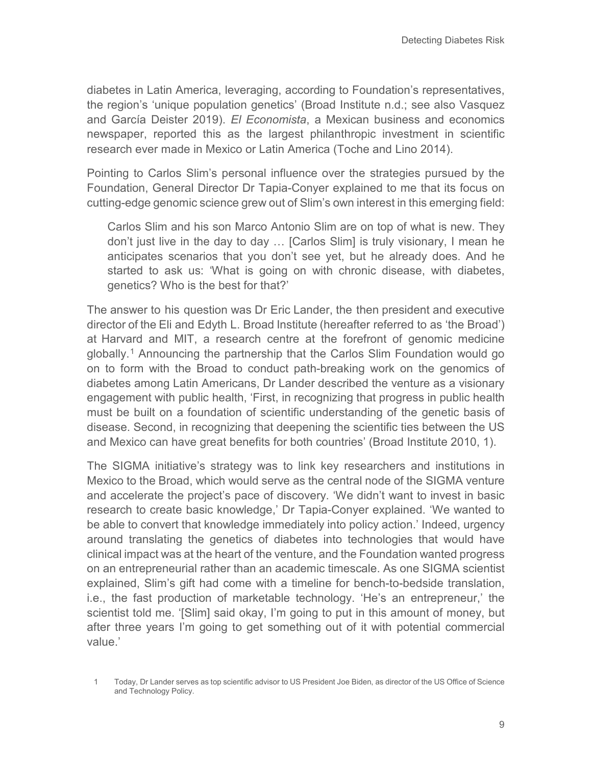diabetes in Latin America, leveraging, according to Foundation's representatives, the region's 'unique population genetics' (Broad Institute n.d.; see also Vasquez and García Deister 2019). *El Economista*, a Mexican business and economics newspaper, reported this as the largest philanthropic investment in scientific research ever made in Mexico or Latin America (Toche and Lino 2014).

Pointing to Carlos Slim's personal influence over the strategies pursued by the Foundation, General Director Dr Tapia-Conyer explained to me that its focus on cutting-edge genomic science grew out of Slim's own interest in this emerging field:

> Carlos Slim and his son Marco Antonio Slim are on top of what is new. They don't just live in the day to day … [Carlos Slim] is truly visionary, I mean he anticipates scenarios that you don't see yet, but he already does. And he started to ask us: 'What is going on with chronic disease, with diabetes, genetics? Who is the best for that?'

The answer to his question was Dr Eric Lander, the then president and executive director of the Eli and Edyth L. Broad Institute (hereafter referred to as 'the Broad') at Harvard and MIT, a research centre at the forefront of genomic medicine globally.[1] Announcing the partnership that the Carlos Slim Foundation would go on to form with the Broad to conduct path-breaking work on the genomics of diabetes among Latin Americans, Dr Lander described the venture as a visionary engagement with public health, 'First, in recognizing that progress in public health must be built on a foundation of scientific understanding of the genetic basis of disease. Second, in recognizing that deepening the scientific ties between the US and Mexico can have great benefits for both countries' (Broad Institute 2010, 1).

The SIGMA initiative's strategy was to link key researchers and institutions in Mexico to the Broad, which would serve as the central node of the SIGMA venture and accelerate the project's pace of discovery. 'We didn't want to invest in basic research to create basic knowledge,' Dr Tapia-Conyer explained. 'We wanted to be able to convert that knowledge immediately into policy action.' Indeed, urgency around translating the genetics of diabetes into technologies that would have clinical impact was at the heart of the venture, and the Foundation wanted progress on an entrepreneurial rather than an academic timescale. As one SIGMA scientist explained, Slim's gift had come with a timeline for bench-to-bedside translation, i.e., the fast production of marketable technology. 'He's an entrepreneur,' the scientist told me. '[Slim] said okay, I'm going to put in this amount of money, but after three years I'm going to get something out of it with potential commercial value.'

1 Today, Dr Lander serves as top scientific advisor to US President Joe Biden, as director of the US Office of Science and Technology Policy.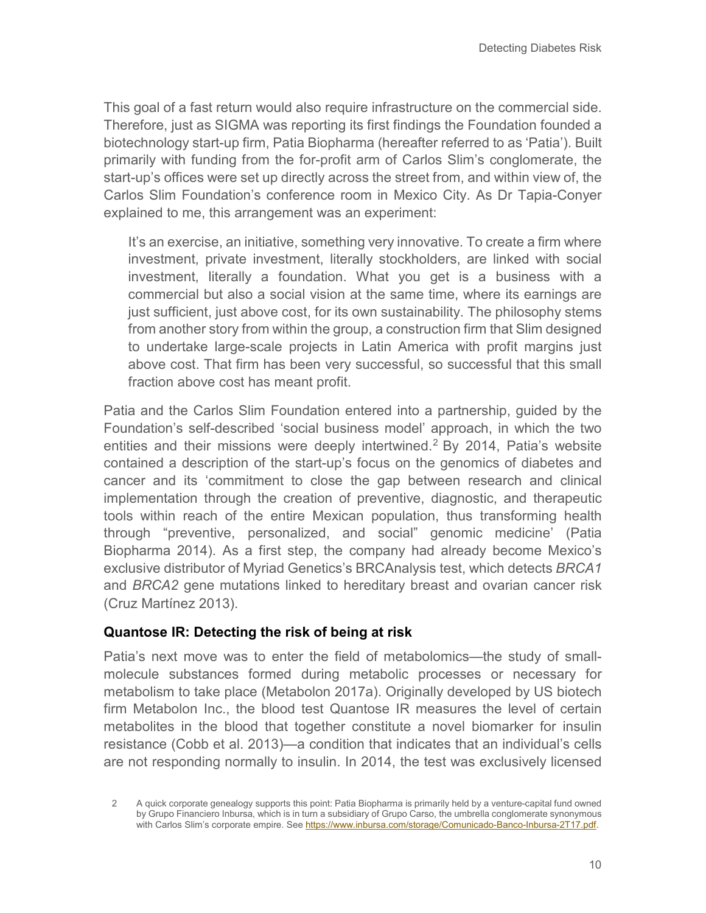This goal of a fast return would also require infrastructure on the commercial side. Therefore, just as SIGMA was reporting its first findings the Foundation founded a biotechnology start-up firm, Patia Biopharma (hereafter referred to as 'Patia'). Built primarily with funding from the for-profit arm of Carlos Slim's conglomerate, the start-up's offices were set up directly across the street from, and within view of, the Carlos Slim Foundation's conference room in Mexico City. As Dr Tapia-Conyer explained to me, this arrangement was an experiment:

> It's an exercise, an initiative, something very innovative. To create a firm where investment, private investment, literally stockholders, are linked with social investment, literally a foundation. What you get is a business with a commercial but also a social vision at the same time, where its earnings are just sufficient, just above cost, for its own sustainability. The philosophy stems from another story from within the group, a construction firm that Slim designed to undertake large-scale projects in Latin America with profit margins just above cost. That firm has been very successful, so successful that this small fraction above cost has meant profit.

Patia and the Carlos Slim Foundation entered into a partnership, guided by the Foundation's self-described 'social business model' approach, in which the two entities and their missions were deeply intertwined.[2] By 2014, Patia's website contained a description of the start-up's focus on the genomics of diabetes and cancer and its 'commitment to close the gap between research and clinical implementation through the creation of preventive, diagnostic, and therapeutic tools within reach of the entire Mexican population, thus transforming health through "preventive, personalized, and social" genomic medicine' (Patia Biopharma 2014). As a first step, the company had already become Mexico's exclusive distributor of Myriad Genetics's BRCAnalysis test, which detects *BRCA1* and *BRCA2* gene mutations linked to hereditary breast and ovarian cancer risk (Cruz Martínez 2013).

### Quantose IR: Detecting the risk of being at risk

Patia's next move was to enter the field of metabolomics—the study of small-molecule substances formed during metabolic processes or necessary for metabolism to take place (Metabolon 2017a). Originally developed by US biotech firm Metabolon Inc., the blood test Quantose IR measures the level of certain metabolites in the blood that together constitute a novel biomarker for insulin resistance (Cobb et al. 2013)—a condition that indicates that an individual's cells are not responding normally to insulin. In 2014, the test was exclusively licensed

2 A quick corporate genealogy supports this point: Patia Biopharma is primarily held by a venture-capital fund owned by Grupo Financiero Inbursa, which is in turn a subsidiary of Grupo Carso, the umbrella conglomerate synonymous with Carlos Slim's corporate empire. See https://www.inbursa.com/storage/Comunicado-Banco-Inbursa-2T17.pdf.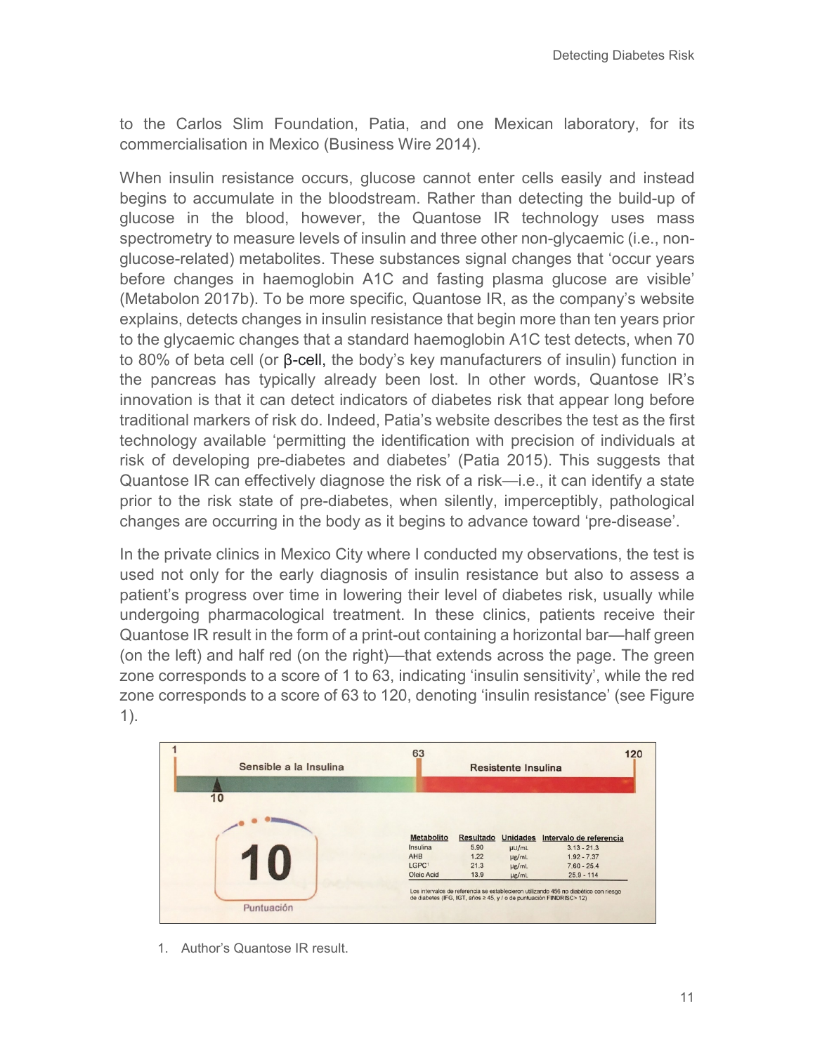to the Carlos Slim Foundation, Patia, and one Mexican laboratory, for its commercialisation in Mexico (Business Wire 2014).

When insulin resistance occurs, glucose cannot enter cells easily and instead begins to accumulate in the bloodstream. Rather than detecting the build-up of glucose in the blood, however, the Quantose IR technology uses mass spectrometry to measure levels of insulin and three other non-glycaemic (i.e., non-glucose-related) metabolites. These substances signal changes that 'occur years before changes in haemoglobin A1C and fasting plasma glucose are visible' (Metabolon 2017b). To be more specific, Quantose IR, as the company's website explains, detects changes in insulin resistance that begin more than ten years prior to the glycaemic changes that a standard haemoglobin A1C test detects, when 70 to 80% of beta cell (or β-cell, the body's key manufacturers of insulin) function in the pancreas has typically already been lost. In other words, Quantose IR's innovation is that it can detect indicators of diabetes risk that appear long before traditional markers of risk do. Indeed, Patia's website describes the test as the first technology available 'permitting the identification with precision of individuals at risk of developing pre-diabetes and diabetes' (Patia 2015). This suggests that Quantose IR can effectively diagnose the risk of a risk—i.e., it can identify a state prior to the risk state of pre-diabetes, when silently, imperceptibly, pathological changes are occurring in the body as it begins to advance toward 'pre-disease'.

In the private clinics in Mexico City where I conducted my observations, the test is used not only for the early diagnosis of insulin resistance but also to assess a patient's progress over time in lowering their level of diabetes risk, usually while undergoing pharmacological treatment. In these clinics, patients receive their Quantose IR result in the form of a print-out containing a horizontal bar—half green (on the left) and half red (on the right)—that extends across the page. The green zone corresponds to a score of 1 to 63, indicating 'insulin sensitivity', while the red zone corresponds to a score of 63 to 120, denoting 'insulin resistance' (see Figure 1).

1. Author's Quantose IR result.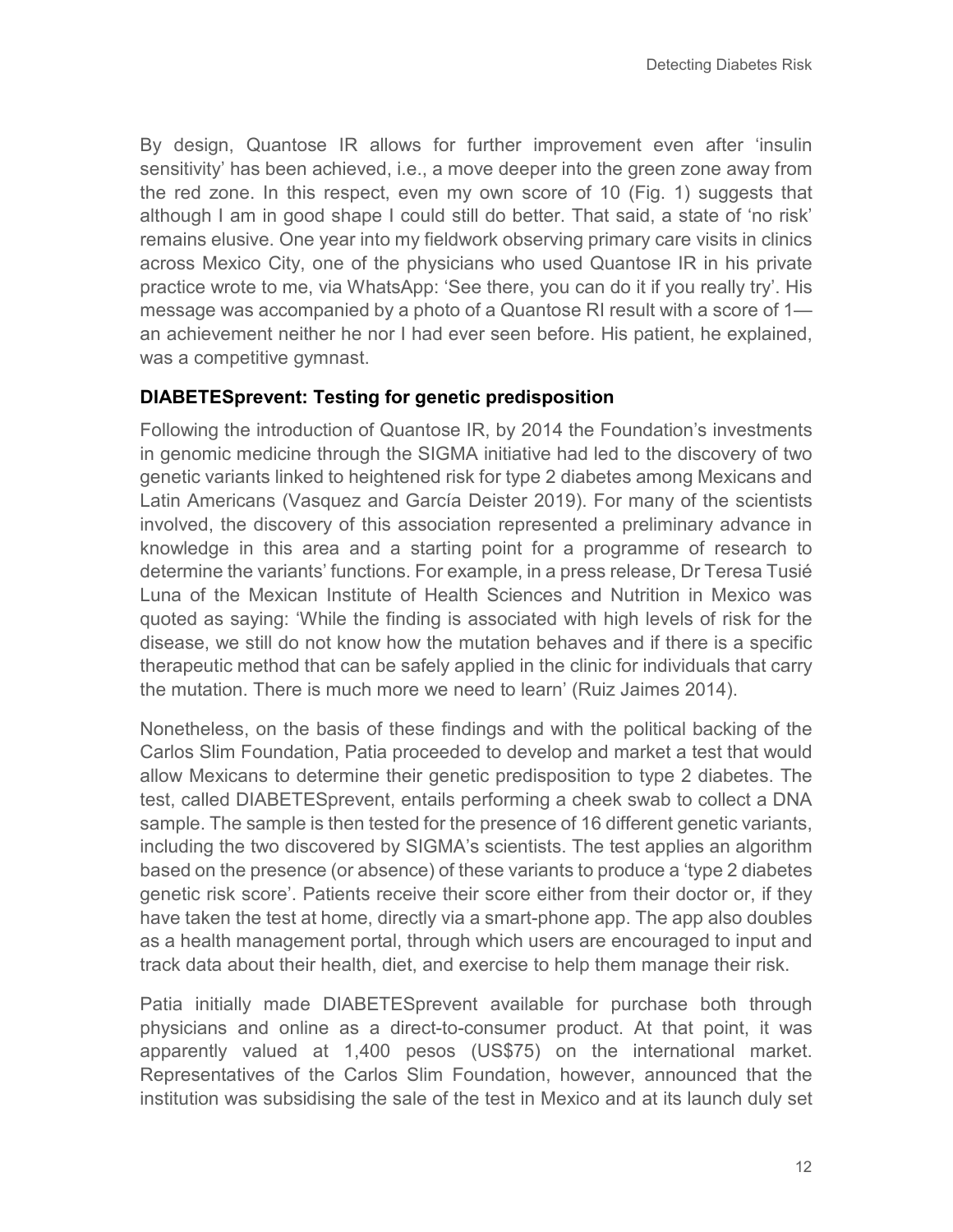By design, Quantose IR allows for further improvement even after 'insulin sensitivity' has been achieved, i.e., a move deeper into the green zone away from the red zone. In this respect, even my own score of 10 (Fig. 1) suggests that although I am in good shape I could still do better. That said, a state of 'no risk' remains elusive. One year into my fieldwork observing primary care visits in clinics across Mexico City, one of the physicians who used Quantose IR in his private practice wrote to me, via WhatsApp: 'See there, you can do it if you really try'. His message was accompanied by a photo of a Quantose RI result with a score of 1—an achievement neither he nor I had ever seen before. His patient, he explained, was a competitive gymnast.

### DIABETESprevent: Testing for genetic predisposition

Following the introduction of Quantose IR, by 2014 the Foundation's investments in genomic medicine through the SIGMA initiative had led to the discovery of two genetic variants linked to heightened risk for type 2 diabetes among Mexicans and Latin Americans (Vasquez and García Deister 2019). For many of the scientists involved, the discovery of this association represented a preliminary advance in knowledge in this area and a starting point for a programme of research to determine the variants' functions. For example, in a press release, Dr Teresa Tusié Luna of the Mexican Institute of Health Sciences and Nutrition in Mexico was quoted as saying: 'While the finding is associated with high levels of risk for the disease, we still do not know how the mutation behaves and if there is a specific therapeutic method that can be safely applied in the clinic for individuals that carry the mutation. There is much more we need to learn' (Ruiz Jaimes 2014).

Nonetheless, on the basis of these findings and with the political backing of the Carlos Slim Foundation, Patia proceeded to develop and market a test that would allow Mexicans to determine their genetic predisposition to type 2 diabetes. The test, called DIABETESprevent, entails performing a cheek swab to collect a DNA sample. The sample is then tested for the presence of 16 different genetic variants, including the two discovered by SIGMA's scientists. The test applies an algorithm based on the presence (or absence) of these variants to produce a 'type 2 diabetes genetic risk score'. Patients receive their score either from their doctor or, if they have taken the test at home, directly via a smart-phone app. The app also doubles as a health management portal, through which users are encouraged to input and track data about their health, diet, and exercise to help them manage their risk.

Patia initially made DIABETESprevent available for purchase both through physicians and online as a direct-to-consumer product. At that point, it was apparently valued at 1,400 pesos (US$75) on the international market. Representatives of the Carlos Slim Foundation, however, announced that the institution was subsidising the sale of the test in Mexico and at its launch duly set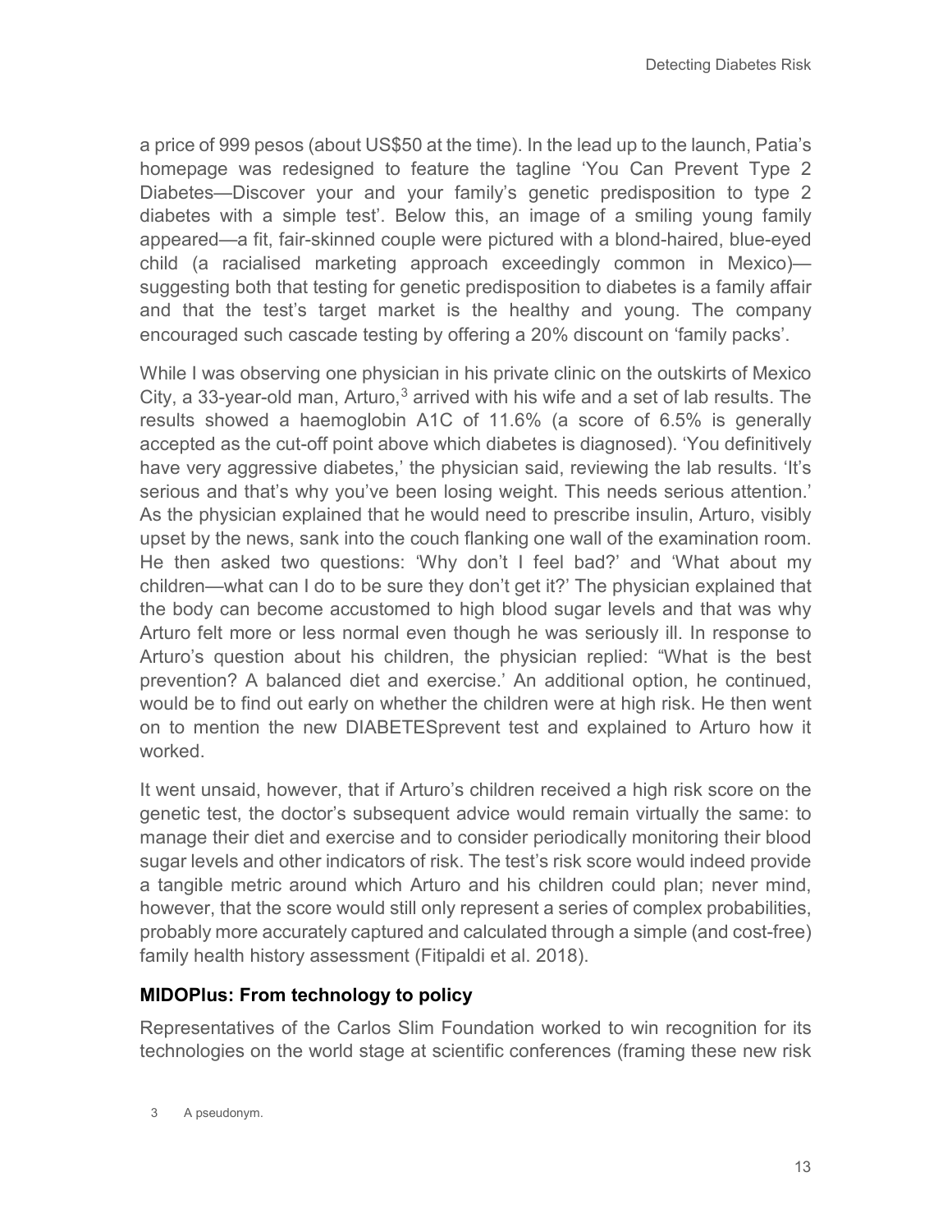a price of 999 pesos (about US$50 at the time). In the lead up to the launch, Patia's homepage was redesigned to feature the tagline 'You Can Prevent Type 2 Diabetes—Discover your and your family's genetic predisposition to type 2 diabetes with a simple test'. Below this, an image of a smiling young family appeared—a fit, fair-skinned couple were pictured with a blond-haired, blue-eyed child (a racialised marketing approach exceedingly common in Mexico)—suggesting both that testing for genetic predisposition to diabetes is a family affair and that the test's target market is the healthy and young. The company encouraged such cascade testing by offering a 20% discount on 'family packs'.

While I was observing one physician in his private clinic on the outskirts of Mexico City, a 33-year-old man, Arturo,[3] arrived with his wife and a set of lab results. The results showed a haemoglobin A1C of 11.6% (a score of 6.5% is generally accepted as the cut-off point above which diabetes is diagnosed). 'You definitively have very aggressive diabetes,' the physician said, reviewing the lab results. 'It's serious and that's why you've been losing weight. This needs serious attention.' As the physician explained that he would need to prescribe insulin, Arturo, visibly upset by the news, sank into the couch flanking one wall of the examination room. He then asked two questions: 'Why don't I feel bad?' and 'What about my children—what can I do to be sure they don't get it?' The physician explained that the body can become accustomed to high blood sugar levels and that was why Arturo felt more or less normal even though he was seriously ill. In response to Arturo's question about his children, the physician replied: "What is the best prevention? A balanced diet and exercise.' An additional option, he continued, would be to find out early on whether the children were at high risk. He then went on to mention the new DIABETESprevent test and explained to Arturo how it worked.

It went unsaid, however, that if Arturo's children received a high risk score on the genetic test, the doctor's subsequent advice would remain virtually the same: to manage their diet and exercise and to consider periodically monitoring their blood sugar levels and other indicators of risk. The test's risk score would indeed provide a tangible metric around which Arturo and his children could plan; never mind, however, that the score would still only represent a series of complex probabilities, probably more accurately captured and calculated through a simple (and cost-free) family health history assessment (Fitipaldi et al. 2018).

### MIDOPlus: From technology to policy

Representatives of the Carlos Slim Foundation worked to win recognition for its technologies on the world stage at scientific conferences (framing these new risk

[3] A pseudonym.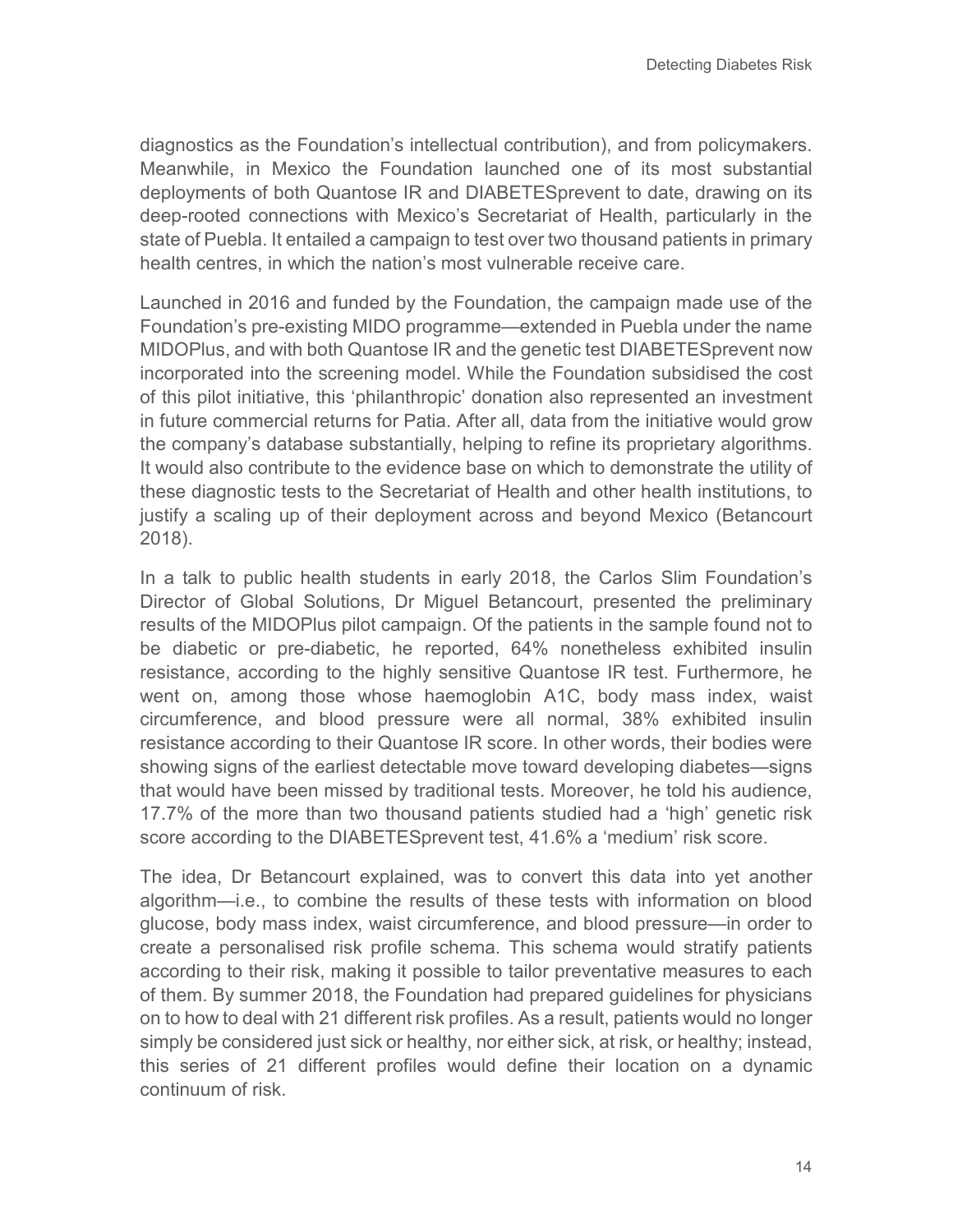diagnostics as the Foundation's intellectual contribution), and from policymakers. Meanwhile, in Mexico the Foundation launched one of its most substantial deployments of both Quantose IR and DIABETESprevent to date, drawing on its deep-rooted connections with Mexico's Secretariat of Health, particularly in the state of Puebla. It entailed a campaign to test over two thousand patients in primary health centres, in which the nation's most vulnerable receive care.

Launched in 2016 and funded by the Foundation, the campaign made use of the Foundation's pre-existing MIDO programme—extended in Puebla under the name MIDOPlus, and with both Quantose IR and the genetic test DIABETESprevent now incorporated into the screening model. While the Foundation subsidised the cost of this pilot initiative, this 'philanthropic' donation also represented an investment in future commercial returns for Patia. After all, data from the initiative would grow the company's database substantially, helping to refine its proprietary algorithms. It would also contribute to the evidence base on which to demonstrate the utility of these diagnostic tests to the Secretariat of Health and other health institutions, to justify a scaling up of their deployment across and beyond Mexico (Betancourt 2018).

In a talk to public health students in early 2018, the Carlos Slim Foundation's Director of Global Solutions, Dr Miguel Betancourt, presented the preliminary results of the MIDOPlus pilot campaign. Of the patients in the sample found not to be diabetic or pre-diabetic, he reported, 64% nonetheless exhibited insulin resistance, according to the highly sensitive Quantose IR test. Furthermore, he went on, among those whose haemoglobin A1C, body mass index, waist circumference, and blood pressure were all normal, 38% exhibited insulin resistance according to their Quantose IR score. In other words, their bodies were showing signs of the earliest detectable move toward developing diabetes—signs that would have been missed by traditional tests. Moreover, he told his audience, 17.7% of the more than two thousand patients studied had a 'high' genetic risk score according to the DIABETESprevent test, 41.6% a 'medium' risk score.

The idea, Dr Betancourt explained, was to convert this data into yet another algorithm—i.e., to combine the results of these tests with information on blood glucose, body mass index, waist circumference, and blood pressure—in order to create a personalised risk profile schema. This schema would stratify patients according to their risk, making it possible to tailor preventative measures to each of them. By summer 2018, the Foundation had prepared guidelines for physicians on to how to deal with 21 different risk profiles. As a result, patients would no longer simply be considered just sick or healthy, nor either sick, at risk, or healthy; instead, this series of 21 different profiles would define their location on a dynamic continuum of risk.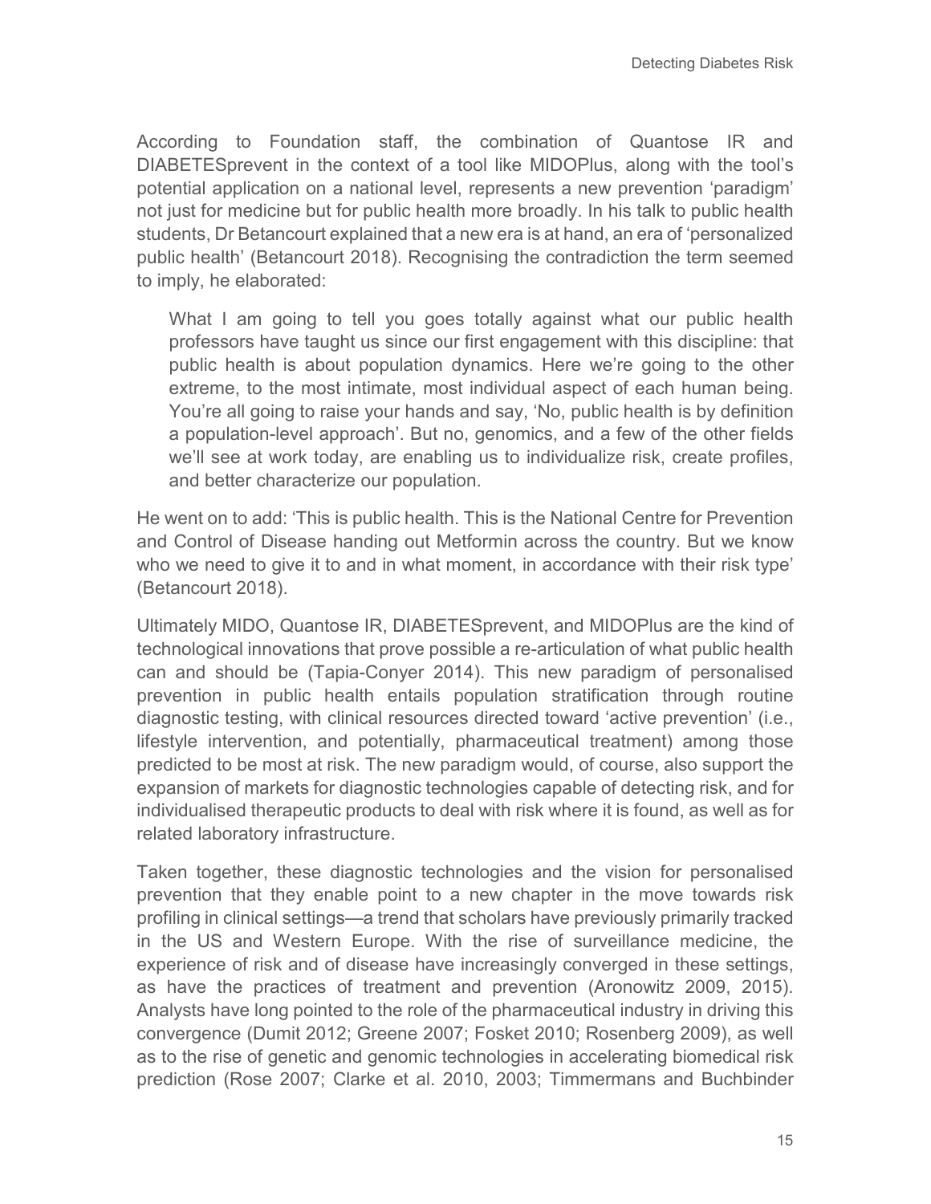According to Foundation staff, the combination of Quantose IR and DIABETESprevent in the context of a tool like MIDOPlus, along with the tool's potential application on a national level, represents a new prevention 'paradigm' not just for medicine but for public health more broadly. In his talk to public health students, Dr Betancourt explained that a new era is at hand, an era of 'personalized public health' (Betancourt 2018). Recognising the contradiction the term seemed to imply, he elaborated:

> What I am going to tell you goes totally against what our public health professors have taught us since our first engagement with this discipline: that public health is about population dynamics. Here we're going to the other extreme, to the most intimate, most individual aspect of each human being. You're all going to raise your hands and say, 'No, public health is by definition a population-level approach'. But no, genomics, and a few of the other fields we'll see at work today, are enabling us to individualize risk, create profiles, and better characterize our population.

He went on to add: 'This is public health. This is the National Centre for Prevention and Control of Disease handing out Metformin across the country. But we know who we need to give it to and in what moment, in accordance with their risk type' (Betancourt 2018).

Ultimately MIDO, Quantose IR, DIABETESprevent, and MIDOPlus are the kind of technological innovations that prove possible a re-articulation of what public health can and should be (Tapia-Conyer 2014). This new paradigm of personalised prevention in public health entails population stratification through routine diagnostic testing, with clinical resources directed toward 'active prevention' (i.e., lifestyle intervention, and potentially, pharmaceutical treatment) among those predicted to be most at risk. The new paradigm would, of course, also support the expansion of markets for diagnostic technologies capable of detecting risk, and for individualised therapeutic products to deal with risk where it is found, as well as for related laboratory infrastructure.

Taken together, these diagnostic technologies and the vision for personalised prevention that they enable point to a new chapter in the move towards risk profiling in clinical settings—a trend that scholars have previously primarily tracked in the US and Western Europe. With the rise of surveillance medicine, the experience of risk and of disease have increasingly converged in these settings, as have the practices of treatment and prevention (Aronowitz 2009, 2015). Analysts have long pointed to the role of the pharmaceutical industry in driving this convergence (Dumit 2012; Greene 2007; Fosket 2010; Rosenberg 2009), as well as to the rise of genetic and genomic technologies in accelerating biomedical risk prediction (Rose 2007; Clarke et al. 2010, 2003; Timmermans and Buchbinder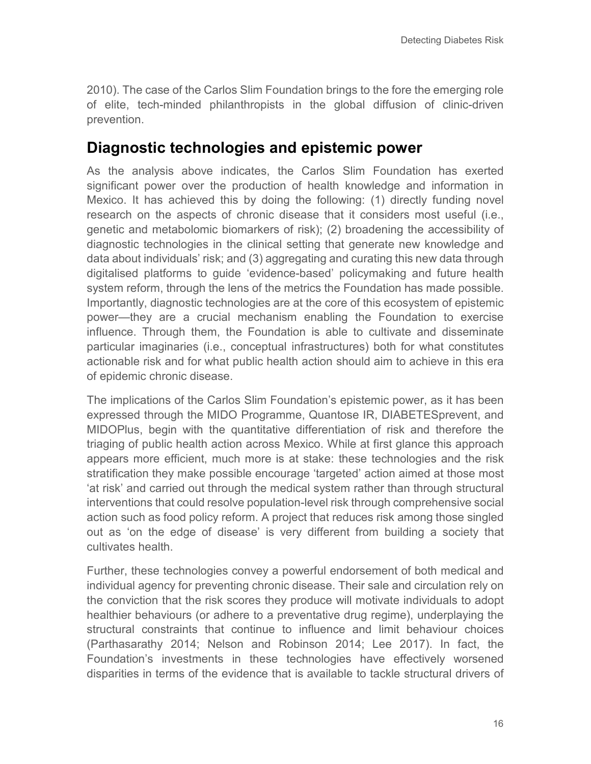2010). The case of the Carlos Slim Foundation brings to the fore the emerging role of elite, tech-minded philanthropists in the global diffusion of clinic-driven prevention.

## Diagnostic technologies and epistemic power

As the analysis above indicates, the Carlos Slim Foundation has exerted significant power over the production of health knowledge and information in Mexico. It has achieved this by doing the following: (1) directly funding novel research on the aspects of chronic disease that it considers most useful (i.e., genetic and metabolomic biomarkers of risk); (2) broadening the accessibility of diagnostic technologies in the clinical setting that generate new knowledge and data about individuals' risk; and (3) aggregating and curating this new data through digitalised platforms to guide 'evidence-based' policymaking and future health system reform, through the lens of the metrics the Foundation has made possible. Importantly, diagnostic technologies are at the core of this ecosystem of epistemic power—they are a crucial mechanism enabling the Foundation to exercise influence. Through them, the Foundation is able to cultivate and disseminate particular imaginaries (i.e., conceptual infrastructures) both for what constitutes actionable risk and for what public health action should aim to achieve in this era of epidemic chronic disease.

The implications of the Carlos Slim Foundation's epistemic power, as it has been expressed through the MIDO Programme, Quantose IR, DIABETESprevent, and MIDOPlus, begin with the quantitative differentiation of risk and therefore the triaging of public health action across Mexico. While at first glance this approach appears more efficient, much more is at stake: these technologies and the risk stratification they make possible encourage 'targeted' action aimed at those most 'at risk' and carried out through the medical system rather than through structural interventions that could resolve population-level risk through comprehensive social action such as food policy reform. A project that reduces risk among those singled out as 'on the edge of disease' is very different from building a society that cultivates health.

Further, these technologies convey a powerful endorsement of both medical and individual agency for preventing chronic disease. Their sale and circulation rely on the conviction that the risk scores they produce will motivate individuals to adopt healthier behaviours (or adhere to a preventative drug regime), underplaying the structural constraints that continue to influence and limit behaviour choices (Parthasarathy 2014; Nelson and Robinson 2014; Lee 2017). In fact, the Foundation's investments in these technologies have effectively worsened disparities in terms of the evidence that is available to tackle structural drivers of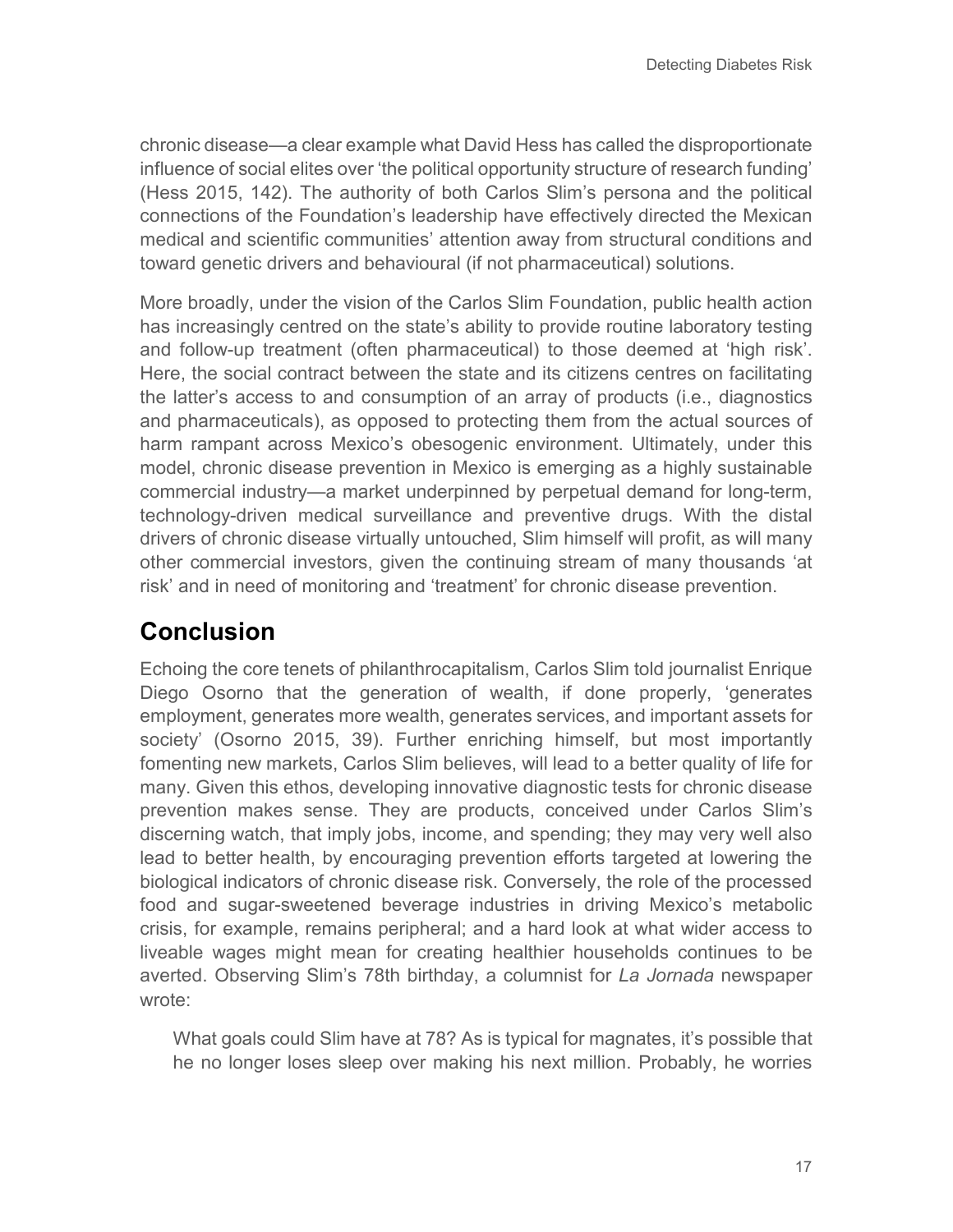chronic disease—a clear example what David Hess has called the disproportionate influence of social elites over 'the political opportunity structure of research funding' (Hess 2015, 142). The authority of both Carlos Slim's persona and the political connections of the Foundation's leadership have effectively directed the Mexican medical and scientific communities' attention away from structural conditions and toward genetic drivers and behavioural (if not pharmaceutical) solutions.

More broadly, under the vision of the Carlos Slim Foundation, public health action has increasingly centred on the state's ability to provide routine laboratory testing and follow-up treatment (often pharmaceutical) to those deemed at 'high risk'. Here, the social contract between the state and its citizens centres on facilitating the latter's access to and consumption of an array of products (i.e., diagnostics and pharmaceuticals), as opposed to protecting them from the actual sources of harm rampant across Mexico's obesogenic environment. Ultimately, under this model, chronic disease prevention in Mexico is emerging as a highly sustainable commercial industry—a market underpinned by perpetual demand for long-term, technology-driven medical surveillance and preventive drugs. With the distal drivers of chronic disease virtually untouched, Slim himself will profit, as will many other commercial investors, given the continuing stream of many thousands 'at risk' and in need of monitoring and 'treatment' for chronic disease prevention.

## Conclusion

Echoing the core tenets of philanthrocapitalism, Carlos Slim told journalist Enrique Diego Osorno that the generation of wealth, if done properly, 'generates employment, generates more wealth, generates services, and important assets for society' (Osorno 2015, 39). Further enriching himself, but most importantly fomenting new markets, Carlos Slim believes, will lead to a better quality of life for many. Given this ethos, developing innovative diagnostic tests for chronic disease prevention makes sense. They are products, conceived under Carlos Slim's discerning watch, that imply jobs, income, and spending; they may very well also lead to better health, by encouraging prevention efforts targeted at lowering the biological indicators of chronic disease risk. Conversely, the role of the processed food and sugar-sweetened beverage industries in driving Mexico's metabolic crisis, for example, remains peripheral; and a hard look at what wider access to liveable wages might mean for creating healthier households continues to be averted. Observing Slim's 78th birthday, a columnist for *La Jornada* newspaper wrote:

> What goals could Slim have at 78? As is typical for magnates, it's possible that he no longer loses sleep over making his next million. Probably, he worries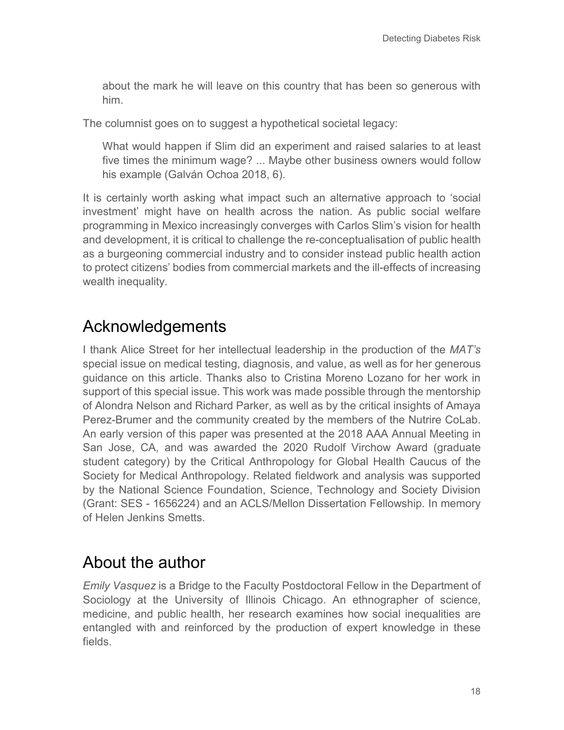> about the mark he will leave on this country that has been so generous with him.

The columnist goes on to suggest a hypothetical societal legacy:

> What would happen if Slim did an experiment and raised salaries to at least five times the minimum wage? ... Maybe other business owners would follow his example (Galván Ochoa 2018, 6).

It is certainly worth asking what impact such an alternative approach to 'social investment' might have on health across the nation. As public social welfare programming in Mexico increasingly converges with Carlos Slim's vision for health and development, it is critical to challenge the re-conceptualisation of public health as a burgeoning commercial industry and to consider instead public health action to protect citizens' bodies from commercial markets and the ill-effects of increasing wealth inequality.

## Acknowledgements

I thank Alice Street for her intellectual leadership in the production of the *MAT's* special issue on medical testing, diagnosis, and value, as well as for her generous guidance on this article. Thanks also to Cristina Moreno Lozano for her work in support of this special issue. This work was made possible through the mentorship of Alondra Nelson and Richard Parker, as well as by the critical insights of Amaya Perez-Brumer and the community created by the members of the Nutrire CoLab. An early version of this paper was presented at the 2018 AAA Annual Meeting in San Jose, CA, and was awarded the 2020 Rudolf Virchow Award (graduate student category) by the Critical Anthropology for Global Health Caucus of the Society for Medical Anthropology. Related fieldwork and analysis was supported by the National Science Foundation, Science, Technology and Society Division (Grant: SES - 1656224) and an ACLS/Mellon Dissertation Fellowship. In memory of Helen Jenkins Smetts.

## About the author

*Emily Vasquez* is a Bridge to the Faculty Postdoctoral Fellow in the Department of Sociology at the University of Illinois Chicago. An ethnographer of science, medicine, and public health, her research examines how social inequalities are entangled with and reinforced by the production of expert knowledge in these fields.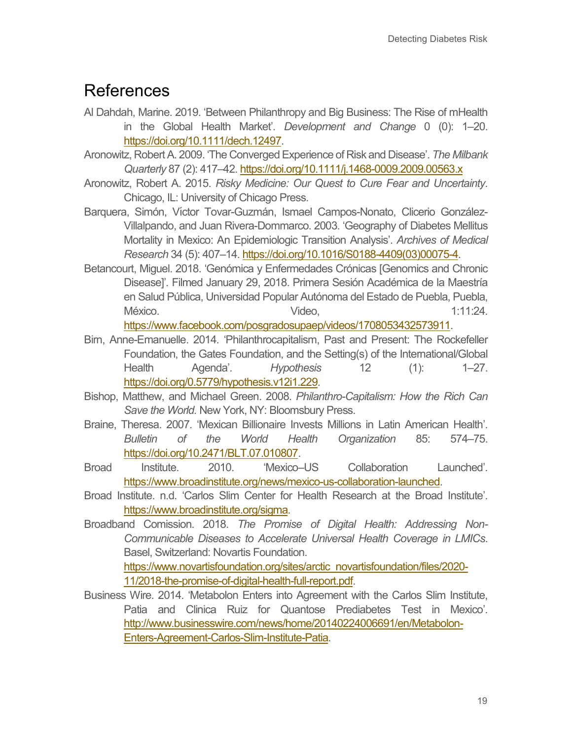# References

Al Dahdah, Marine. 2019. 'Between Philanthropy and Big Business: The Rise of mHealth in the Global Health Market'. *Development and Change* 0 (0): 1–20. https://doi.org/10.1111/dech.12497.

Aronowitz, Robert A. 2009. 'The Converged Experience of Risk and Disease'. *The Milbank Quarterly* 87 (2): 417–42. https://doi.org/10.1111/j.1468-0009.2009.00563.x

Aronowitz, Robert A. 2015. *Risky Medicine: Our Quest to Cure Fear and Uncertainty*. Chicago, IL: University of Chicago Press.

Barquera, Simón, Víctor Tovar-Guzmán, Ismael Campos-Nonato, Clicerio González-Villalpando, and Juan Rivera-Dommarco. 2003. 'Geography of Diabetes Mellitus Mortality in Mexico: An Epidemiologic Transition Analysis'. *Archives of Medical Research* 34 (5): 407–14. https://doi.org/10.1016/S0188-4409(03)00075-4.

Betancourt, Miguel. 2018. 'Genómica y Enfermedades Crónicas [Genomics and Chronic Disease]'. Filmed January 29, 2018. Primera Sesión Académica de la Maestría en Salud Pública, Universidad Popular Autónoma del Estado de Puebla, Puebla, México. Video, 1:11:24. https://www.facebook.com/posgradosupaep/videos/1708053432573911.

Birn, Anne-Emanuelle. 2014. 'Philanthrocapitalism, Past and Present: The Rockefeller Foundation, the Gates Foundation, and the Setting(s) of the International/Global Health Agenda'. *Hypothesis* 12 (1): 1–27. https://doi.org/0.5779/hypothesis.v12i1.229.

Bishop, Matthew, and Michael Green. 2008. *Philanthro-Capitalism: How the Rich Can Save the World.* New York, NY: Bloomsbury Press.

Braine, Theresa. 2007. 'Mexican Billionaire Invests Millions in Latin American Health'. *Bulletin of the World Health Organization* 85: 574–75. https://doi.org/10.2471/BLT.07.010807.

Broad Institute. 2010. 'Mexico–US Collaboration Launched'. https://www.broadinstitute.org/news/mexico-us-collaboration-launched.

Broad Institute. n.d. 'Carlos Slim Center for Health Research at the Broad Institute'. https://www.broadinstitute.org/sigma.

Broadband Comission. 2018. *The Promise of Digital Health: Addressing Non-Communicable Diseases to Accelerate Universal Health Coverage in LMICs*. Basel, Switzerland: Novartis Foundation. https://www.novartisfoundation.org/sites/arctic_novartisfoundation/files/2020-11/2018-the-promise-of-digital-health-full-report.pdf.

Business Wire. 2014. 'Metabolon Enters into Agreement with the Carlos Slim Institute, Patia and Clinica Ruiz for Quantose Prediabetes Test in Mexico'. http://www.businesswire.com/news/home/20140224006691/en/Metabolon-Enters-Agreement-Carlos-Slim-Institute-Patia.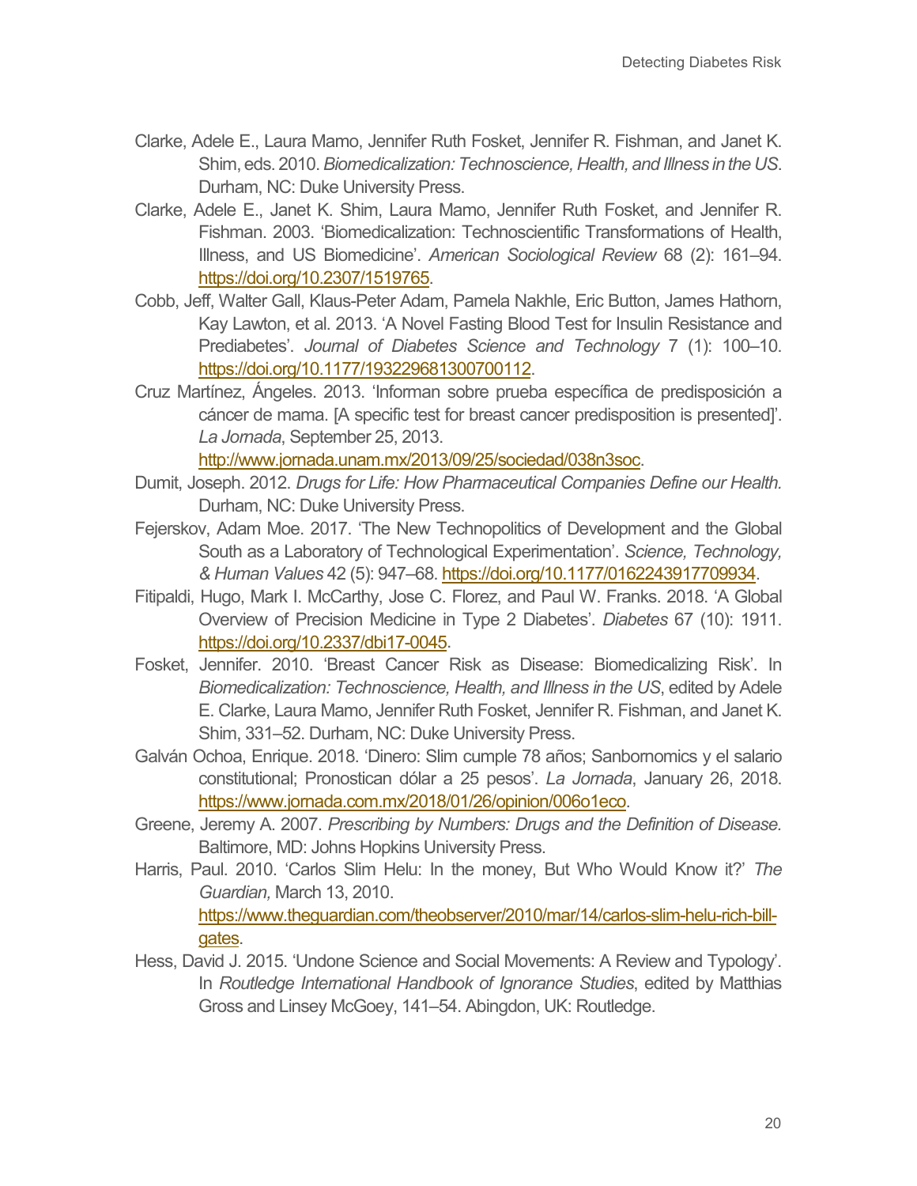Clarke, Adele E., Laura Mamo, Jennifer Ruth Fosket, Jennifer R. Fishman, and Janet K. Shim, eds. 2010. *Biomedicalization: Technoscience, Health, and Illness in the US*. Durham, NC: Duke University Press.

Clarke, Adele E., Janet K. Shim, Laura Mamo, Jennifer Ruth Fosket, and Jennifer R. Fishman. 2003. 'Biomedicalization: Technoscientific Transformations of Health, Illness, and US Biomedicine'. *American Sociological Review* 68 (2): 161–94. https://doi.org/10.2307/1519765.

Cobb, Jeff, Walter Gall, Klaus-Peter Adam, Pamela Nakhle, Eric Button, James Hathorn, Kay Lawton, et al. 2013. 'A Novel Fasting Blood Test for Insulin Resistance and Prediabetes'. *Journal of Diabetes Science and Technology* 7 (1): 100–10. https://doi.org/10.1177/193229681300700112.

Cruz Martínez, Ángeles. 2013. 'Informan sobre prueba específica de predisposición a cáncer de mama. [A specific test for breast cancer predisposition is presented]'. *La Jornada*, September 25, 2013. http://www.jornada.unam.mx/2013/09/25/sociedad/038n3soc.

Dumit, Joseph. 2012. *Drugs for Life: How Pharmaceutical Companies Define our Health*. Durham, NC: Duke University Press.

Fejerskov, Adam Moe. 2017. 'The New Technopolitics of Development and the Global South as a Laboratory of Technological Experimentation'. *Science, Technology, & Human Values* 42 (5): 947–68. https://doi.org/10.1177/0162243917709934.

Fitipaldi, Hugo, Mark I. McCarthy, Jose C. Florez, and Paul W. Franks. 2018. 'A Global Overview of Precision Medicine in Type 2 Diabetes'. *Diabetes* 67 (10): 1911. https://doi.org/10.2337/dbi17-0045.

Fosket, Jennifer. 2010. 'Breast Cancer Risk as Disease: Biomedicalizing Risk'. In *Biomedicalization: Technoscience, Health, and Illness in the US*, edited by Adele E. Clarke, Laura Mamo, Jennifer Ruth Fosket, Jennifer R. Fishman, and Janet K. Shim, 331–52. Durham, NC: Duke University Press.

Galván Ochoa, Enrique. 2018. 'Dinero: Slim cumple 78 años; Sanbornomics y el salario constitutional; Pronostican dólar a 25 pesos'. *La Jornada*, January 26, 2018. https://www.jornada.com.mx/2018/01/26/opinion/006o1eco.

Greene, Jeremy A. 2007. *Prescribing by Numbers: Drugs and the Definition of Disease.* Baltimore, MD: Johns Hopkins University Press.

Harris, Paul. 2010. 'Carlos Slim Helu: In the money, But Who Would Know it?' *The Guardian,* March 13, 2010. https://www.theguardian.com/theobserver/2010/mar/14/carlos-slim-helu-rich-bill-gates.

Hess, David J. 2015. 'Undone Science and Social Movements: A Review and Typology'. In *Routledge International Handbook of Ignorance Studies*, edited by Matthias Gross and Linsey McGoey, 141–54. Abingdon, UK: Routledge.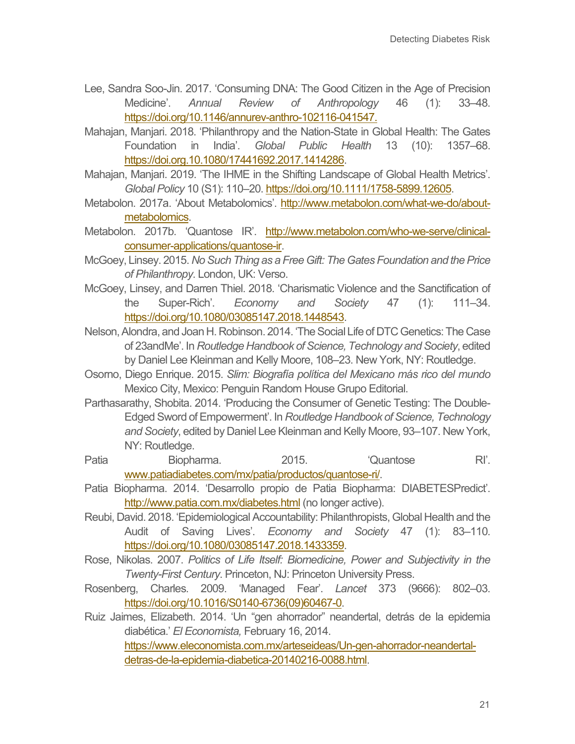Lee, Sandra Soo-Jin. 2017. 'Consuming DNA: The Good Citizen in the Age of Precision Medicine'. *Annual Review of Anthropology* 46 (1): 33–48. https://doi.org/10.1146/annurev-anthro-102116-041547.

Mahajan, Manjari. 2018. 'Philanthropy and the Nation-State in Global Health: The Gates Foundation in India'. *Global Public Health* 13 (10): 1357–68. https://doi.org.10.1080/17441692.2017.1414286.

Mahajan, Manjari. 2019. 'The IHME in the Shifting Landscape of Global Health Metrics'. *Global Policy* 10 (S1): 110–20. https://doi.org/10.1111/1758-5899.12605.

Metabolon. 2017a. 'About Metabolomics'. http://www.metabolon.com/what-we-do/about-metabolomics.

Metabolon. 2017b. 'Quantose IR'. http://www.metabolon.com/who-we-serve/clinical-consumer-applications/quantose-ir.

McGoey, Linsey. 2015. *No Such Thing as a Free Gift: The Gates Foundation and the Price of Philanthropy*. London, UK: Verso.

McGoey, Linsey, and Darren Thiel. 2018. 'Charismatic Violence and the Sanctification of the Super-Rich'. *Economy and Society* 47 (1): 111–34. https://doi.org/10.1080/03085147.2018.1448543.

Nelson, Alondra, and Joan H. Robinson. 2014. 'The Social Life of DTC Genetics: The Case of 23andMe'. In *Routledge Handbook of Science, Technology and Society*, edited by Daniel Lee Kleinman and Kelly Moore, 108–23. New York, NY: Routledge.

Osorno, Diego Enrique. 2015. *Slim: Biografía política del Mexicano más rico del mundo* Mexico City, Mexico: Penguin Random House Grupo Editorial.

Parthasarathy, Shobita. 2014. 'Producing the Consumer of Genetic Testing: The Double-Edged Sword of Empowerment'. In *Routledge Handbook of Science, Technology and Society*, edited by Daniel Lee Kleinman and Kelly Moore, 93–107. New York, NY: Routledge.

Patia Biopharma. 2015. 'Quantose RI'. www.patiadiabetes.com/mx/patia/productos/quantose-ri/.

Patia Biopharma. 2014. 'Desarrollo propio de Patia Biopharma: DIABETESPredict'. http://www.patia.com.mx/diabetes.html (no longer active).

Reubi, David. 2018. 'Epidemiological Accountability: Philanthropists, Global Health and the Audit of Saving Lives'. *Economy and Society* 47 (1): 83–110. https://doi.org/10.1080/03085147.2018.1433359.

Rose, Nikolas. 2007. *Politics of Life Itself: Biomedicine, Power and Subjectivity in the Twenty-First Century*. Princeton, NJ: Princeton University Press.

Rosenberg, Charles. 2009. 'Managed Fear'. *Lancet* 373 (9666): 802–03. https://doi.org/10.1016/S0140-6736(09)60467-0.

Ruiz Jaimes, Elizabeth. 2014. 'Un "gen ahorrador" neandertal, detrás de la epidemia diabética.' *El Economista,* February 16, 2014. https://www.eleconomista.com.mx/arteseideas/Un-gen-ahorrador-neandertal-detras-de-la-epidemia-diabetica-20140216-0088.html.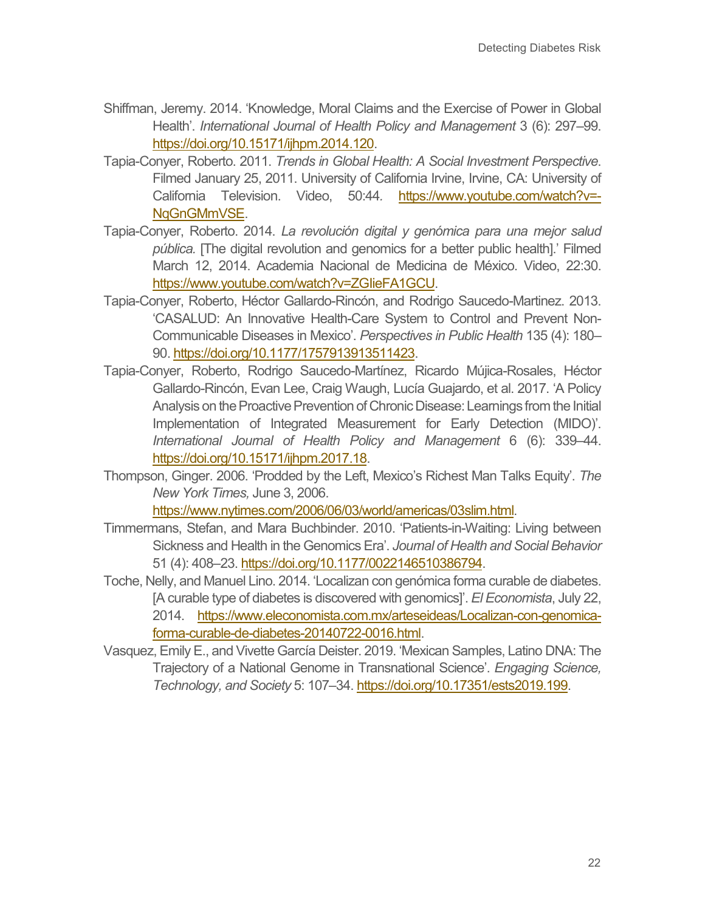Shiffman, Jeremy. 2014. 'Knowledge, Moral Claims and the Exercise of Power in Global Health'. *International Journal of Health Policy and Management* 3 (6): 297–99. https://doi.org/10.15171/ijhpm.2014.120.

Tapia-Conyer, Roberto. 2011. *Trends in Global Health: A Social Investment Perspective*. Filmed January 25, 2011. University of California Irvine, Irvine, CA: University of California Television. Video, 50:44. https://www.youtube.com/watch?v=-NqGnGMmVSE.

Tapia-Conyer, Roberto. 2014. *La revolución digital y genómica para una mejor salud pública.* [The digital revolution and genomics for a better public health].' Filmed March 12, 2014. Academia Nacional de Medicina de México. Video, 22:30. https://www.youtube.com/watch?v=ZGIieFA1GCU.

Tapia-Conyer, Roberto, Héctor Gallardo-Rincón, and Rodrigo Saucedo-Martinez. 2013. 'CASALUD: An Innovative Health-Care System to Control and Prevent Non-Communicable Diseases in Mexico'. *Perspectives in Public Health* 135 (4): 180–90. https://doi.org/10.1177/1757913913511423.

Tapia-Conyer, Roberto, Rodrigo Saucedo-Martínez, Ricardo Mújica-Rosales, Héctor Gallardo-Rincón, Evan Lee, Craig Waugh, Lucía Guajardo, et al. 2017. 'A Policy Analysis on the Proactive Prevention of Chronic Disease: Learnings from the Initial Implementation of Integrated Measurement for Early Detection (MIDO)'. *International Journal of Health Policy and Management* 6 (6): 339–44. https://doi.org/10.15171/ijhpm.2017.18.

Thompson, Ginger. 2006. 'Prodded by the Left, Mexico's Richest Man Talks Equity'. *The New York Times,* June 3, 2006. https://www.nytimes.com/2006/06/03/world/americas/03slim.html.

Timmermans, Stefan, and Mara Buchbinder. 2010. 'Patients-in-Waiting: Living between Sickness and Health in the Genomics Era'. *Journal of Health and Social Behavior* 51 (4): 408–23. https://doi.org/10.1177/0022146510386794.

Toche, Nelly, and Manuel Lino. 2014. 'Localizan con genómica forma curable de diabetes. [A curable type of diabetes is discovered with genomics]'. *El Economista*, July 22, 2014. https://www.eleconomista.com.mx/arteseideas/Localizan-con-genomica-forma-curable-de-diabetes-20140722-0016.html.

Vasquez, Emily E., and Vivette García Deister. 2019. 'Mexican Samples, Latino DNA: The Trajectory of a National Genome in Transnational Science'. *Engaging Science, Technology, and Society* 5: 107–34. https://doi.org/10.17351/ests2019.199.